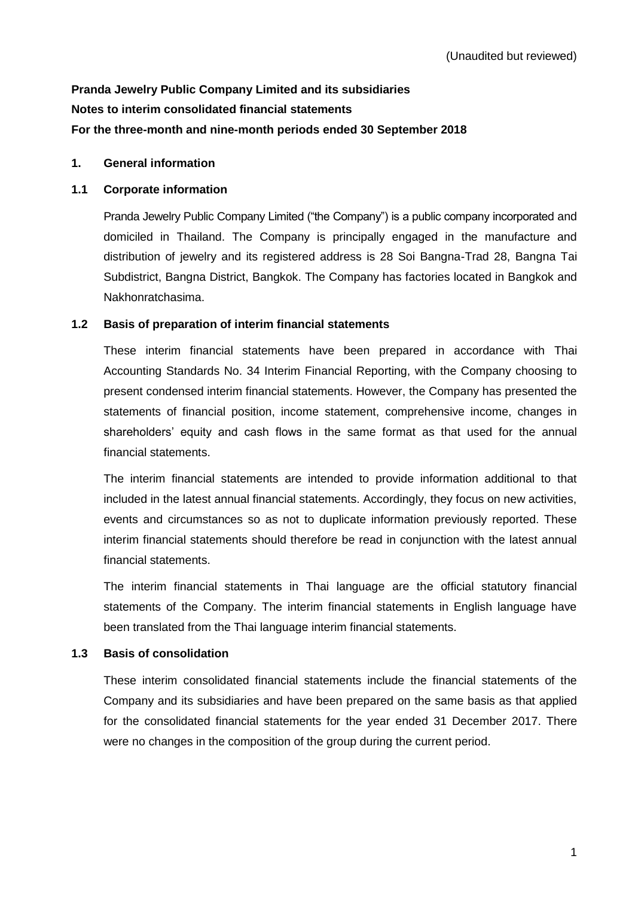(Unaudited but reviewed)

**Pranda Jewelry Public Company Limited and its subsidiaries**

**Notes to interim consolidated financial statements**

**For the three-month and nine-month periods ended 30 September 2018**

## 1. General information

### 1.1 Corporate information

Pranda Jewelry Public Company Limited ("the Company") is a public company incorporated and domiciled in Thailand. The Company is principally engaged in the manufacture and distribution of jewelry and its registered address is 28 Soi Bangna-Trad 28, Bangna Tai Subdistrict, Bangna District, Bangkok. The Company has factories located in Bangkok and Nakhonratchasima.

### 1.2 Basis of preparation of interim financial statements

These interim financial statements have been prepared in accordance with Thai Accounting Standards No. 34 Interim Financial Reporting, with the Company choosing to present condensed interim financial statements. However, the Company has presented the statements of financial position, income statement, comprehensive income, changes in shareholders' equity and cash flows in the same format as that used for the annual financial statements.

The interim financial statements are intended to provide information additional to that included in the latest annual financial statements. Accordingly, they focus on new activities, events and circumstances so as not to duplicate information previously reported. These interim financial statements should therefore be read in conjunction with the latest annual financial statements.

The interim financial statements in Thai language are the official statutory financial statements of the Company. The interim financial statements in English language have been translated from the Thai language interim financial statements.

### 1.3 Basis of consolidation

These interim consolidated financial statements include the financial statements of the Company and its subsidiaries and have been prepared on the same basis as that applied for the consolidated financial statements for the year ended 31 December 2017. There were no changes in the composition of the group during the current period.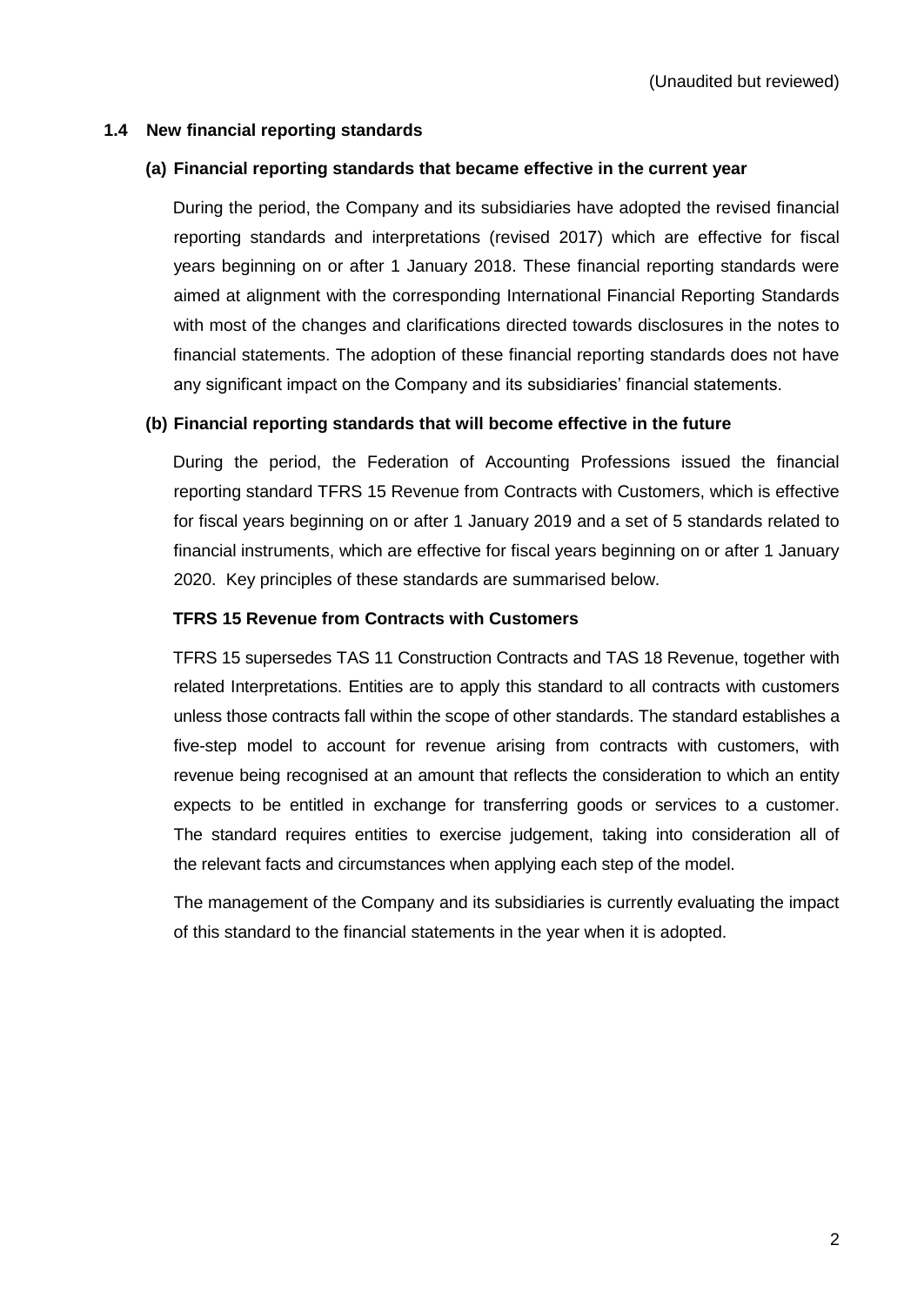(Unaudited but reviewed)

## 1.4 New financial reporting standards

### (a) Financial reporting standards that became effective in the current year

During the period, the Company and its subsidiaries have adopted the revised financial reporting standards and interpretations (revised 2017) which are effective for fiscal years beginning on or after 1 January 2018. These financial reporting standards were aimed at alignment with the corresponding International Financial Reporting Standards with most of the changes and clarifications directed towards disclosures in the notes to financial statements. The adoption of these financial reporting standards does not have any significant impact on the Company and its subsidiaries' financial statements.

### (b) Financial reporting standards that will become effective in the future

During the period, the Federation of Accounting Professions issued the financial reporting standard TFRS 15 Revenue from Contracts with Customers, which is effective for fiscal years beginning on or after 1 January 2019 and a set of 5 standards related to financial instruments, which are effective for fiscal years beginning on or after 1 January 2020. Key principles of these standards are summarised below.

**TFRS 15 Revenue from Contracts with Customers**

TFRS 15 supersedes TAS 11 Construction Contracts and TAS 18 Revenue, together with related Interpretations. Entities are to apply this standard to all contracts with customers unless those contracts fall within the scope of other standards. The standard establishes a five-step model to account for revenue arising from contracts with customers, with revenue being recognised at an amount that reflects the consideration to which an entity expects to be entitled in exchange for transferring goods or services to a customer. The standard requires entities to exercise judgement, taking into consideration all of the relevant facts and circumstances when applying each step of the model.

The management of the Company and its subsidiaries is currently evaluating the impact of this standard to the financial statements in the year when it is adopted.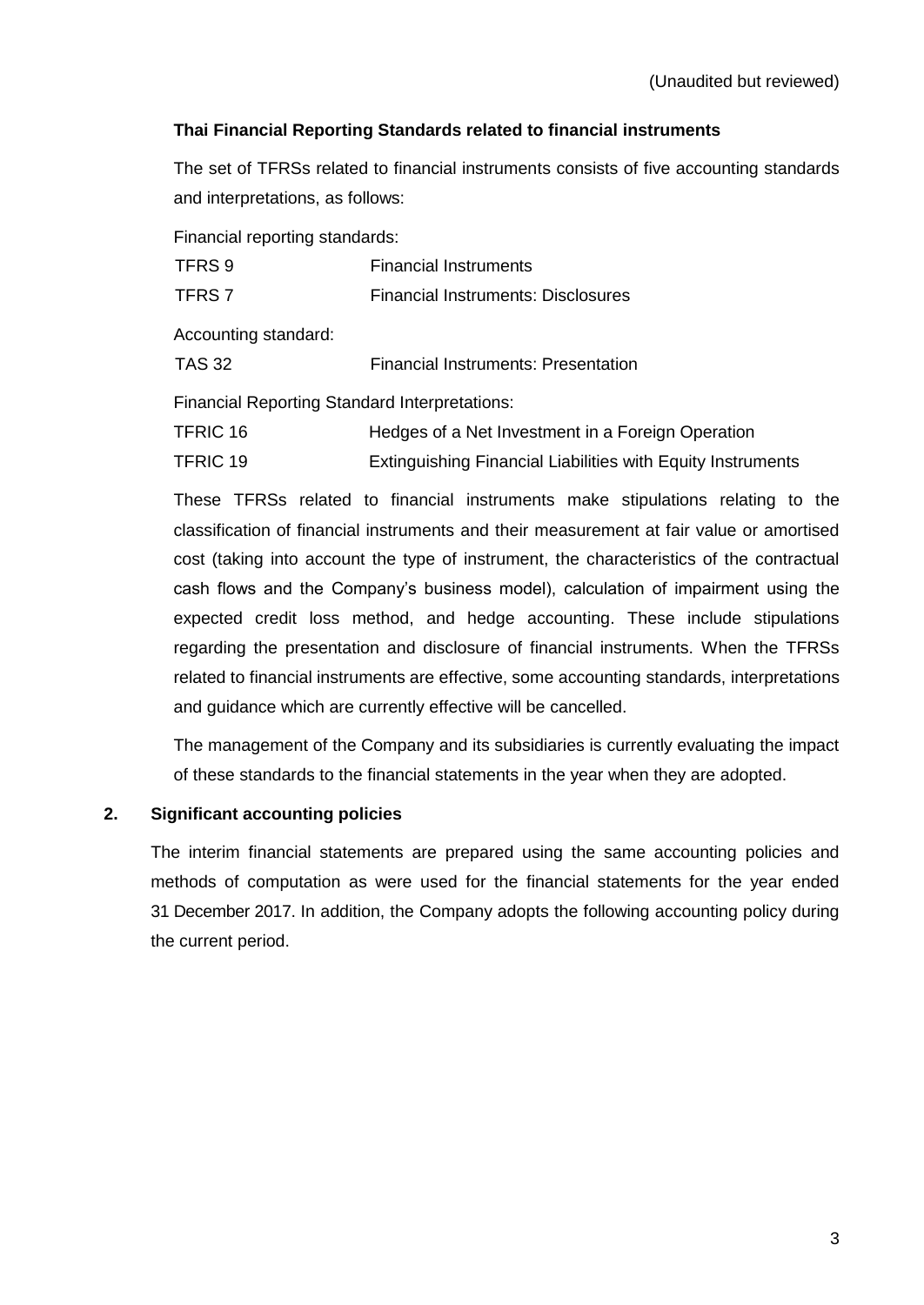(Unaudited but reviewed)

**Thai Financial Reporting Standards related to financial instruments**

The set of TFRSs related to financial instruments consists of five accounting standards and interpretations, as follows:

Financial reporting standards:

| | |
|---|---|
| TFRS 9 | Financial Instruments |
| TFRS 7 | Financial Instruments: Disclosures |

Accounting standard:

| | |
|---|---|
| TAS 32 | Financial Instruments: Presentation |

Financial Reporting Standard Interpretations:

| | |
|---|---|
| TFRIC 16 | Hedges of a Net Investment in a Foreign Operation |
| TFRIC 19 | Extinguishing Financial Liabilities with Equity Instruments |

These TFRSs related to financial instruments make stipulations relating to the classification of financial instruments and their measurement at fair value or amortised cost (taking into account the type of instrument, the characteristics of the contractual cash flows and the Company's business model), calculation of impairment using the expected credit loss method, and hedge accounting. These include stipulations regarding the presentation and disclosure of financial instruments. When the TFRSs related to financial instruments are effective, some accounting standards, interpretations and guidance which are currently effective will be cancelled.

The management of the Company and its subsidiaries is currently evaluating the impact of these standards to the financial statements in the year when they are adopted.

## 2. Significant accounting policies

The interim financial statements are prepared using the same accounting policies and methods of computation as were used for the financial statements for the year ended 31 December 2017. In addition, the Company adopts the following accounting policy during the current period.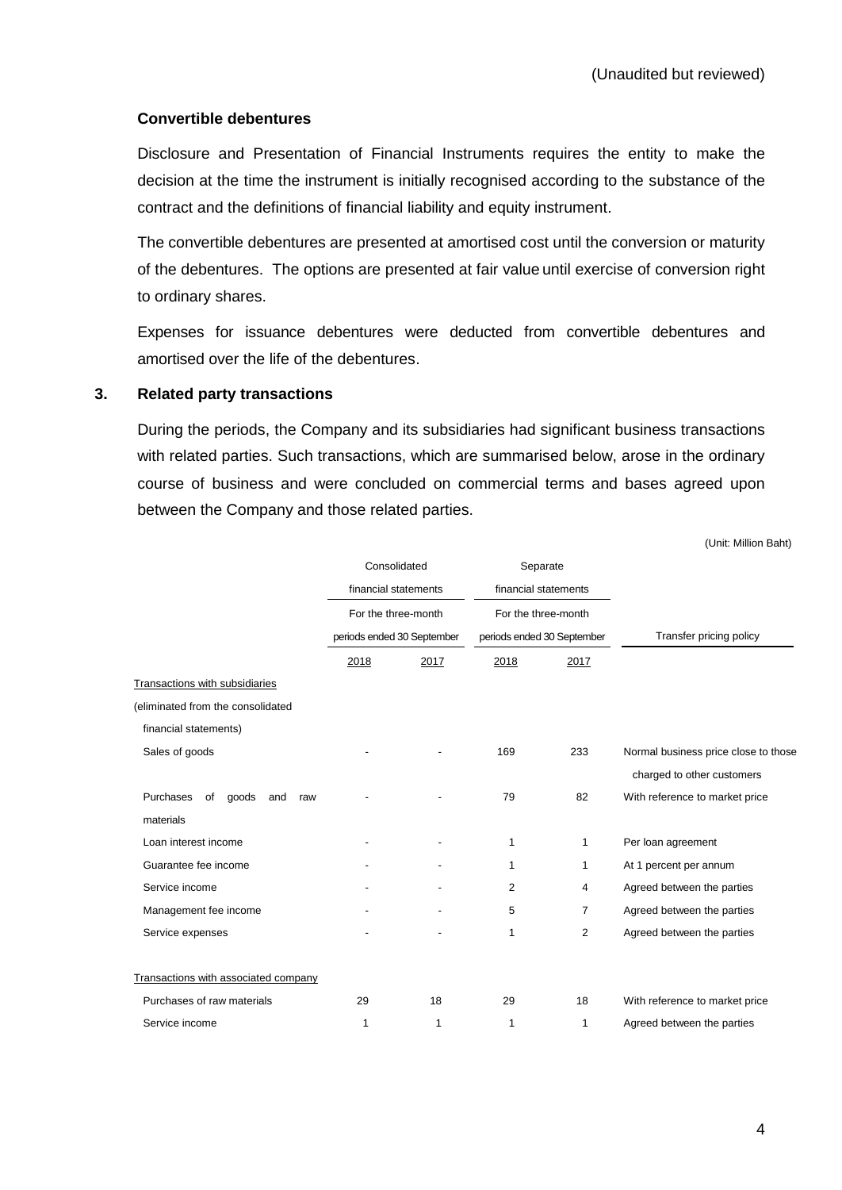(Unaudited but reviewed)

**Convertible debentures**

Disclosure and Presentation of Financial Instruments requires the entity to make the decision at the time the instrument is initially recognised according to the substance of the contract and the definitions of financial liability and equity instrument.

The convertible debentures are presented at amortised cost until the conversion or maturity of the debentures. The options are presented at fair value until exercise of conversion right to ordinary shares.

Expenses for issuance debentures were deducted from convertible debentures and amortised over the life of the debentures.

## 3. Related party transactions

During the periods, the Company and its subsidiaries had significant business transactions with related parties. Such transactions, which are summarised below, arose in the ordinary course of business and were concluded on commercial terms and bases agreed upon between the Company and those related parties.

(Unit: Million Baht)

| | Consolidated financial statements For the three-month periods ended 30 September | | Separate financial statements For the three-month periods ended 30 September | | Transfer pricing policy |
|---|---|---|---|---|---|
| | 2018 | 2017 | 2018 | 2017 | |
| Transactions with subsidiaries (eliminated from the consolidated financial statements) | | | | | |
| Sales of goods | - | - | 169 | 233 | Normal business price close to those charged to other customers |
| Purchases of goods and raw materials | - | - | 79 | 82 | With reference to market price |
| Loan interest income | - | - | 1 | 1 | Per loan agreement |
| Guarantee fee income | - | - | 1 | 1 | At 1 percent per annum |
| Service income | - | - | 2 | 4 | Agreed between the parties |
| Management fee income | - | - | 5 | 7 | Agreed between the parties |
| Service expenses | - | - | 1 | 2 | Agreed between the parties |
| Transactions with associated company | | | | | |
| Purchases of raw materials | 29 | 18 | 29 | 18 | With reference to market price |
| Service income | 1 | 1 | 1 | 1 | Agreed between the parties |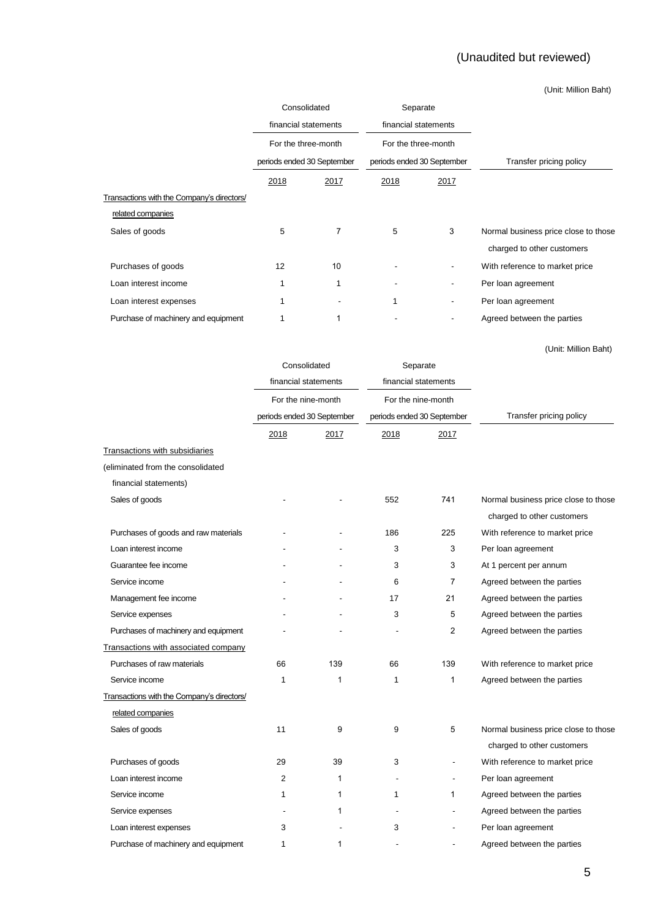(Unaudited but reviewed)

(Unit: Million Baht)

| | Consolidated financial statements | | Separate financial statements | | |
|---|---|---|---|---|---|
| | For the three-month periods ended 30 September | | For the three-month periods ended 30 September | | Transfer pricing policy |
| | 2018 | 2017 | 2018 | 2017 | |
| Transactions with the Company's directors/ related companies | | | | | |
| Sales of goods | 5 | 7 | 5 | 3 | Normal business price close to those charged to other customers |
| Purchases of goods | 12 | 10 | - | - | With reference to market price |
| Loan interest income | 1 | 1 | - | - | Per loan agreement |
| Loan interest expenses | 1 | - | 1 | - | Per loan agreement |
| Purchase of machinery and equipment | 1 | 1 | - | - | Agreed between the parties |

(Unit: Million Baht)

| | Consolidated financial statements | | Separate financial statements | | |
|---|---|---|---|---|---|
| | For the nine-month periods ended 30 September | | For the nine-month periods ended 30 September | | Transfer pricing policy |
| | 2018 | 2017 | 2018 | 2017 | |
| Transactions with subsidiaries (eliminated from the consolidated financial statements) | | | | | |
| Sales of goods | - | - | 552 | 741 | Normal business price close to those charged to other customers |
| Purchases of goods and raw materials | - | - | 186 | 225 | With reference to market price |
| Loan interest income | - | - | 3 | 3 | Per loan agreement |
| Guarantee fee income | - | - | 3 | 3 | At 1 percent per annum |
| Service income | - | - | 6 | 7 | Agreed between the parties |
| Management fee income | - | - | 17 | 21 | Agreed between the parties |
| Service expenses | - | - | 3 | 5 | Agreed between the parties |
| Purchases of machinery and equipment | - | - | - | 2 | Agreed between the parties |
| Transactions with associated company | | | | | |
| Purchases of raw materials | 66 | 139 | 66 | 139 | With reference to market price |
| Service income | 1 | 1 | 1 | 1 | Agreed between the parties |
| Transactions with the Company's directors/ related companies | | | | | |
| Sales of goods | 11 | 9 | 9 | 5 | Normal business price close to those charged to other customers |
| Purchases of goods | 29 | 39 | 3 | - | With reference to market price |
| Loan interest income | 2 | 1 | - | - | Per loan agreement |
| Service income | 1 | 1 | 1 | 1 | Agreed between the parties |
| Service expenses | - | 1 | - | - | Agreed between the parties |
| Loan interest expenses | 3 | - | 3 | - | Per loan agreement |
| Purchase of machinery and equipment | 1 | 1 | - | - | Agreed between the parties |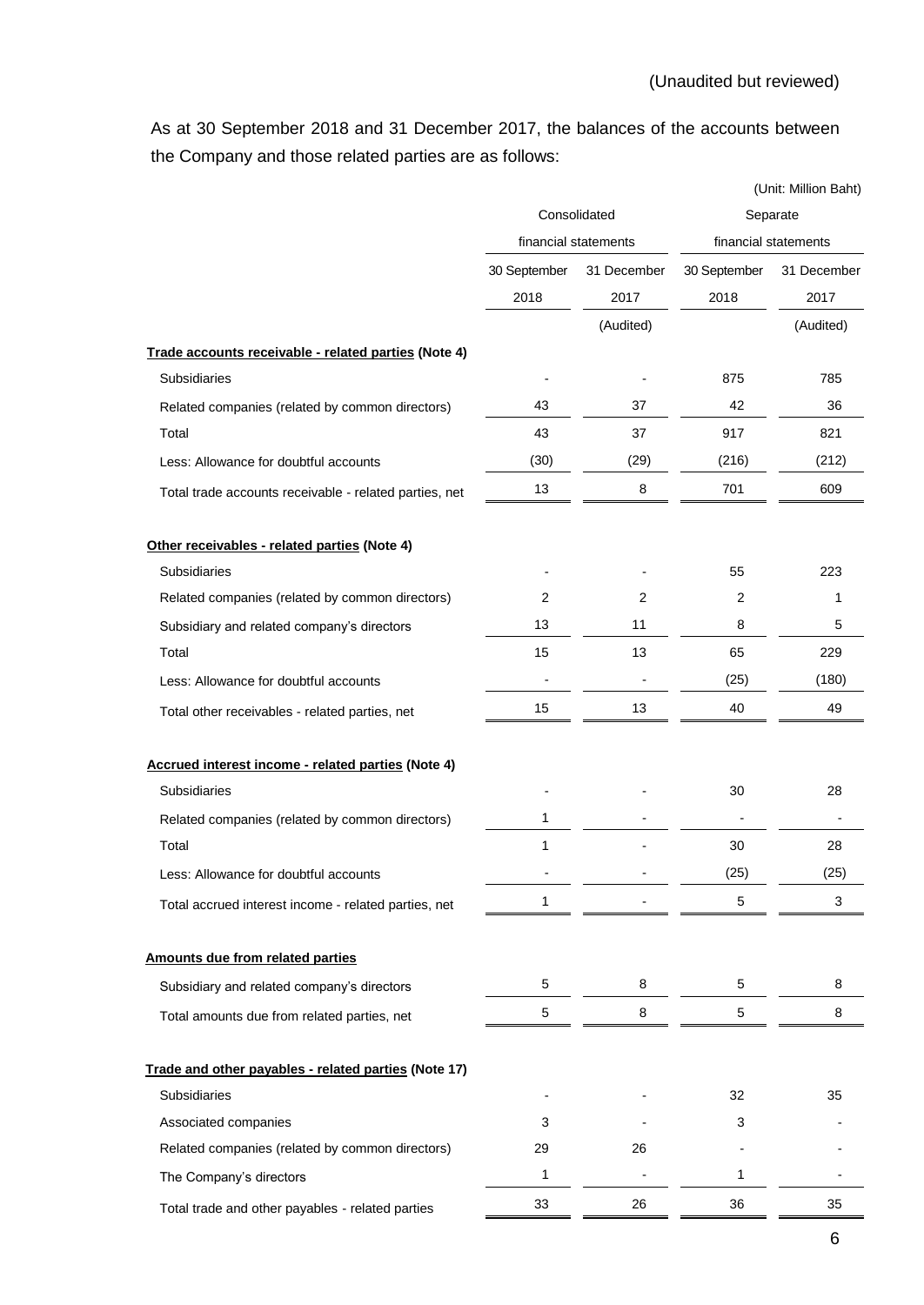(Unaudited but reviewed)

As at 30 September 2018 and 31 December 2017, the balances of the accounts between the Company and those related parties are as follows:

(Unit: Million Baht)

| | Consolidated financial statements | | Separate financial statements | |
|---|---|---|---|---|
| | 30 September 2018 | 31 December 2017 | 30 September 2018 | 31 December 2017 |
| | | (Audited) | | (Audited) |
| **Trade accounts receivable - related parties (Note 4)** | | | | |
| Subsidiaries | - | - | 875 | 785 |
| Related companies (related by common directors) | 43 | 37 | 42 | 36 |
| Total | 43 | 37 | 917 | 821 |
| Less: Allowance for doubtful accounts | (30) | (29) | (216) | (212) |
| Total trade accounts receivable - related parties, net | 13 | 8 | 701 | 609 |
| **Other receivables - related parties (Note 4)** | | | | |
| Subsidiaries | - | - | 55 | 223 |
| Related companies (related by common directors) | 2 | 2 | 2 | 1 |
| Subsidiary and related company's directors | 13 | 11 | 8 | 5 |
| Total | 15 | 13 | 65 | 229 |
| Less: Allowance for doubtful accounts | - | - | (25) | (180) |
| Total other receivables - related parties, net | 15 | 13 | 40 | 49 |
| **Accrued interest income - related parties (Note 4)** | | | | |
| Subsidiaries | - | - | 30 | 28 |
| Related companies (related by common directors) | 1 | - | - | - |
| Total | 1 | - | 30 | 28 |
| Less: Allowance for doubtful accounts | - | - | (25) | (25) |
| Total accrued interest income - related parties, net | 1 | - | 5 | 3 |
| **Amounts due from related parties** | | | | |
| Subsidiary and related company's directors | 5 | 8 | 5 | 8 |
| Total amounts due from related parties, net | 5 | 8 | 5 | 8 |
| **Trade and other payables - related parties (Note 17)** | | | | |
| Subsidiaries | - | - | 32 | 35 |
| Associated companies | 3 | - | 3 | - |
| Related companies (related by common directors) | 29 | 26 | - | - |
| The Company's directors | 1 | - | 1 | - |
| Total trade and other payables - related parties | 33 | 26 | 36 | 35 |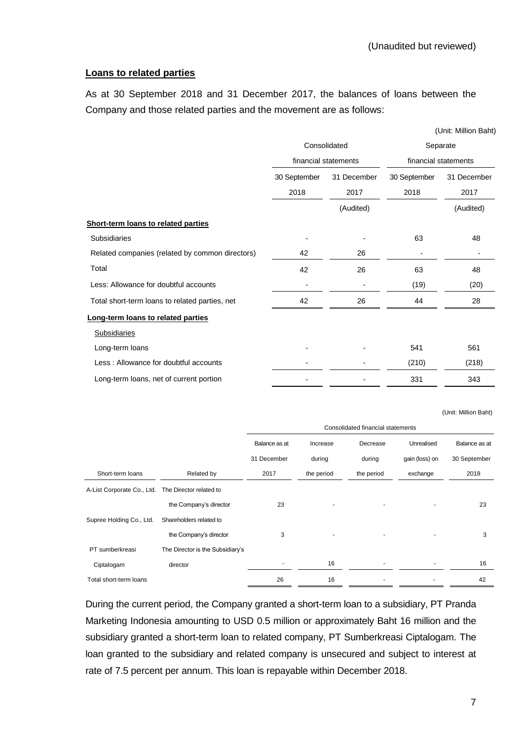(Unaudited but reviewed)

**Loans to related parties**

As at 30 September 2018 and 31 December 2017, the balances of loans between the Company and those related parties and the movement are as follows:

(Unit: Million Baht)

| | Consolidated financial statements | | Separate financial statements | |
|---|---|---|---|---|
| | 30 September 2018 | 31 December 2017 | 30 September 2018 | 31 December 2017 |
| | | (Audited) | | (Audited) |
| **Short-term loans to related parties** | | | | |
| Subsidiaries | - | - | 63 | 48 |
| Related companies (related by common directors) | 42 | 26 | - | - |
| Total | 42 | 26 | 63 | 48 |
| Less: Allowance for doubtful accounts | - | - | (19) | (20) |
| Total short-term loans to related parties, net | 42 | 26 | 44 | 28 |
| **Long-term loans to related parties** | | | | |
| Subsidiaries | | | | |
| Long-term loans | - | - | 541 | 561 |
| Less : Allowance for doubtful accounts | - | - | (210) | (218) |
| Long-term loans, net of current portion | - | - | 331 | 343 |

(Unit: Million Baht)

| | | Consolidated financial statements | | | | |
|---|---|---|---|---|---|---|
| Short-term loans | Related by | Balance as at 31 December 2017 | Increase during the period | Decrease during the period | Unrealised gain (loss) on exchange | Balance as at 30 September 2018 |
| A-List Corporate Co., Ltd. | The Director related to the Company's director | 23 | - | - | - | 23 |
| Supree Holding Co., Ltd. | Shareholders related to the Company's director | 3 | - | - | - | 3 |
| PT sumberkreasi Ciptalogam | The Director is the Subsidiary's director | - | 16 | - | - | 16 |
| Total short-term loans | | 26 | 16 | - | - | 42 |

During the current period, the Company granted a short-term loan to a subsidiary, PT Pranda Marketing Indonesia amounting to USD 0.5 million or approximately Baht 16 million and the subsidiary granted a short-term loan to related company, PT Sumberkreasi Ciptalogam. The loan granted to the subsidiary and related company is unsecured and subject to interest at rate of 7.5 percent per annum. This loan is repayable within December 2018.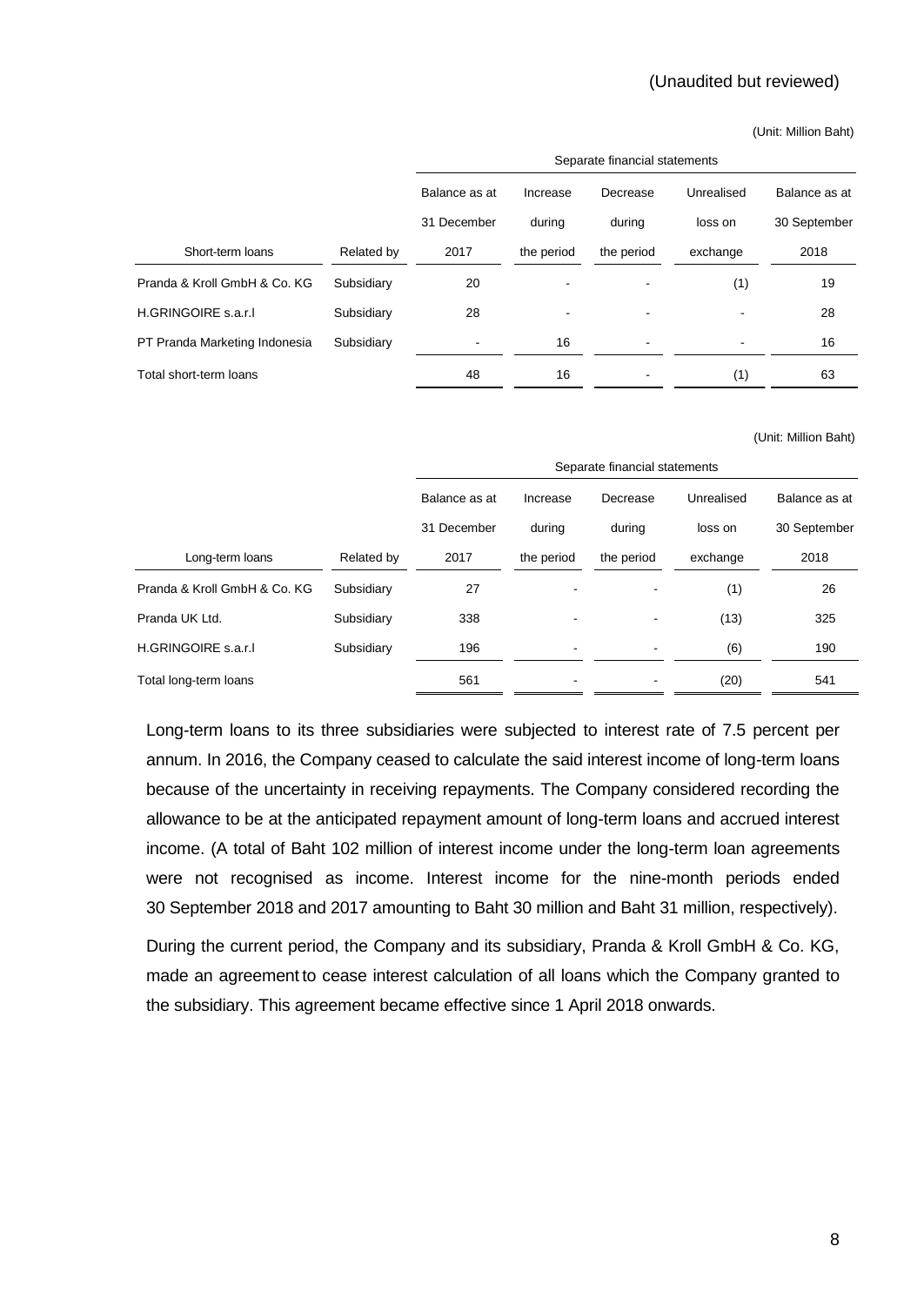(Unaudited but reviewed)

(Unit: Million Baht)

| Short-term loans | Related by | Separate financial statements | | | | |
|---|---|---|---|---|---|---|
| | | Balance as at 31 December 2017 | Increase during the period | Decrease during the period | Unrealised loss on exchange | Balance as at 30 September 2018 |
| Pranda & Kroll GmbH & Co. KG | Subsidiary | 20 | - | - | (1) | 19 |
| H.GRINGOIRE s.a.r.l | Subsidiary | 28 | - | - | - | 28 |
| PT Pranda Marketing Indonesia | Subsidiary | - | 16 | - | - | 16 |
| Total short-term loans | | 48 | 16 | - | (1) | 63 |

(Unit: Million Baht)

| Long-term loans | Related by | Separate financial statements | | | | |
|---|---|---|---|---|---|---|
| | | Balance as at 31 December 2017 | Increase during the period | Decrease during the period | Unrealised loss on exchange | Balance as at 30 September 2018 |
| Pranda & Kroll GmbH & Co. KG | Subsidiary | 27 | - | - | (1) | 26 |
| Pranda UK Ltd. | Subsidiary | 338 | - | - | (13) | 325 |
| H.GRINGOIRE s.a.r.l | Subsidiary | 196 | - | - | (6) | 190 |
| Total long-term loans | | 561 | - | - | (20) | 541 |

Long-term loans to its three subsidiaries were subjected to interest rate of 7.5 percent per annum. In 2016, the Company ceased to calculate the said interest income of long-term loans because of the uncertainty in receiving repayments. The Company considered recording the allowance to be at the anticipated repayment amount of long-term loans and accrued interest income. (A total of Baht 102 million of interest income under the long-term loan agreements were not recognised as income. Interest income for the nine-month periods ended 30 September 2018 and 2017 amounting to Baht 30 million and Baht 31 million, respectively).

During the current period, the Company and its subsidiary, Pranda & Kroll GmbH & Co. KG, made an agreement to cease interest calculation of all loans which the Company granted to the subsidiary. This agreement became effective since 1 April 2018 onwards.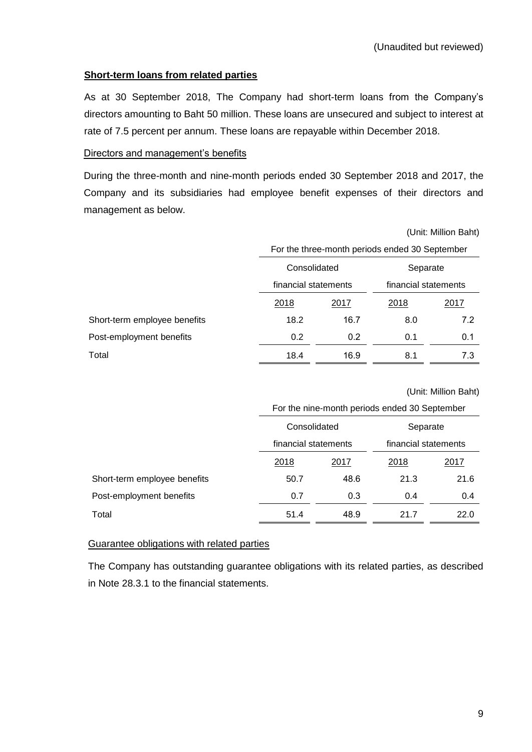(Unaudited but reviewed)

**Short-term loans from related parties**

As at 30 September 2018, The Company had short-term loans from the Company's directors amounting to Baht 50 million. These loans are unsecured and subject to interest at rate of 7.5 percent per annum. These loans are repayable within December 2018.

Directors and management's benefits

During the three-month and nine-month periods ended 30 September 2018 and 2017, the Company and its subsidiaries had employee benefit expenses of their directors and management as below.

(Unit: Million Baht)

| | For the three-month periods ended 30 September | | | |
|---|---|---|---|---|
| | Consolidated financial statements | | Separate financial statements | |
| | 2018 | 2017 | 2018 | 2017 |
| Short-term employee benefits | 18.2 | 16.7 | 8.0 | 7.2 |
| Post-employment benefits | 0.2 | 0.2 | 0.1 | 0.1 |
| Total | 18.4 | 16.9 | 8.1 | 7.3 |

(Unit: Million Baht)

| | For the nine-month periods ended 30 September | | | |
|---|---|---|---|---|
| | Consolidated financial statements | | Separate financial statements | |
| | 2018 | 2017 | 2018 | 2017 |
| Short-term employee benefits | 50.7 | 48.6 | 21.3 | 21.6 |
| Post-employment benefits | 0.7 | 0.3 | 0.4 | 0.4 |
| Total | 51.4 | 48.9 | 21.7 | 22.0 |

Guarantee obligations with related parties

The Company has outstanding guarantee obligations with its related parties, as described in Note 28.3.1 to the financial statements.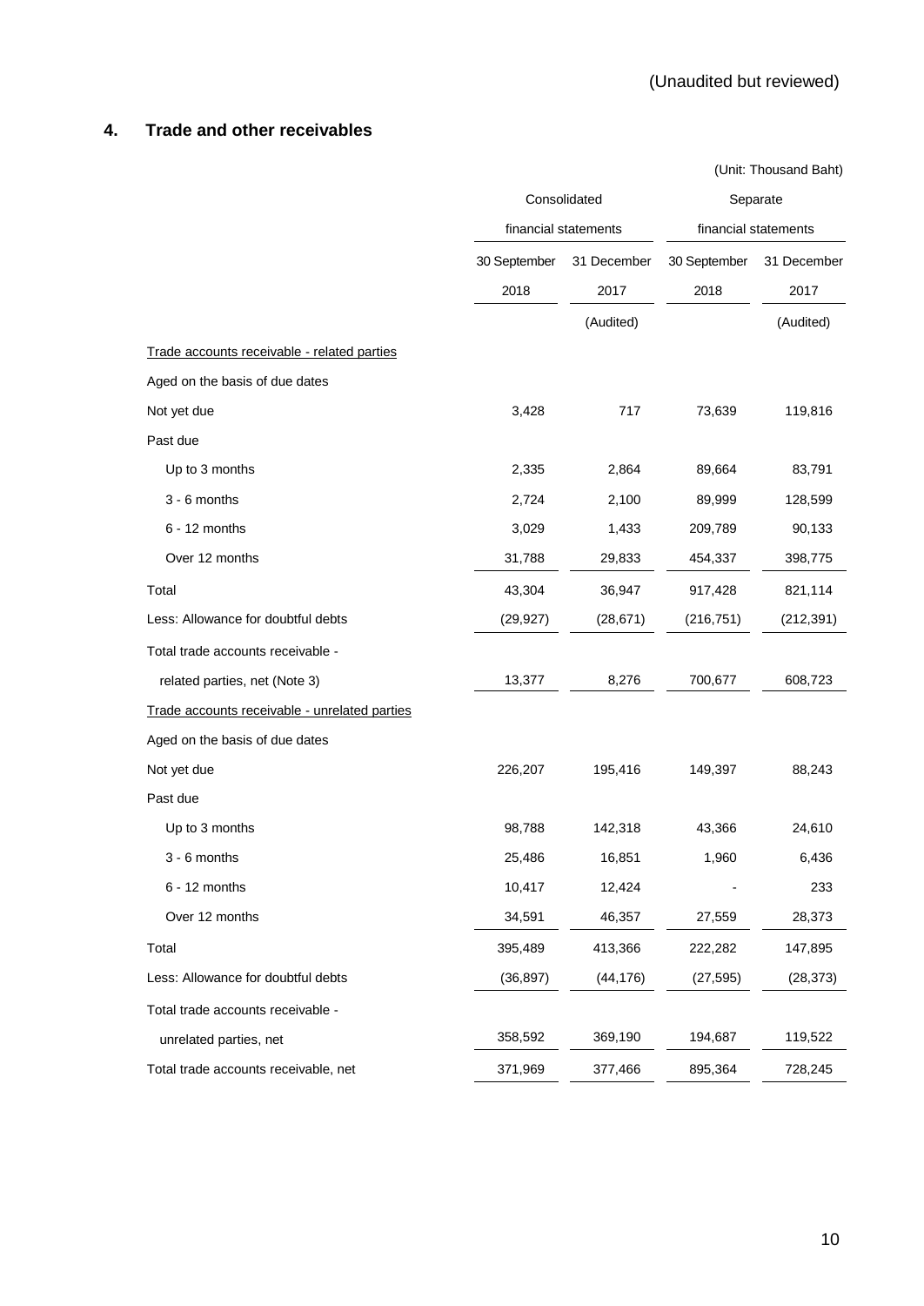(Unaudited but reviewed)

## 4. Trade and other receivables

(Unit: Thousand Baht)

| | Consolidated financial statements | | Separate financial statements | |
|---|---|---|---|---|
| | 30 September 2018 | 31 December 2017 | 30 September 2018 | 31 December 2017 |
| | | (Audited) | | (Audited) |
| Trade accounts receivable - related parties | | | | |
| Aged on the basis of due dates | | | | |
| Not yet due | 3,428 | 717 | 73,639 | 119,816 |
| Past due | | | | |
| Up to 3 months | 2,335 | 2,864 | 89,664 | 83,791 |
| 3 - 6 months | 2,724 | 2,100 | 89,999 | 128,599 |
| 6 - 12 months | 3,029 | 1,433 | 209,789 | 90,133 |
| Over 12 months | 31,788 | 29,833 | 454,337 | 398,775 |
| Total | 43,304 | 36,947 | 917,428 | 821,114 |
| Less: Allowance for doubtful debts | (29,927) | (28,671) | (216,751) | (212,391) |
| Total trade accounts receivable - related parties, net (Note 3) | 13,377 | 8,276 | 700,677 | 608,723 |
| Trade accounts receivable - unrelated parties | | | | |
| Aged on the basis of due dates | | | | |
| Not yet due | 226,207 | 195,416 | 149,397 | 88,243 |
| Past due | | | | |
| Up to 3 months | 98,788 | 142,318 | 43,366 | 24,610 |
| 3 - 6 months | 25,486 | 16,851 | 1,960 | 6,436 |
| 6 - 12 months | 10,417 | 12,424 | - | 233 |
| Over 12 months | 34,591 | 46,357 | 27,559 | 28,373 |
| Total | 395,489 | 413,366 | 222,282 | 147,895 |
| Less: Allowance for doubtful debts | (36,897) | (44,176) | (27,595) | (28,373) |
| Total trade accounts receivable - unrelated parties, net | 358,592 | 369,190 | 194,687 | 119,522 |
| Total trade accounts receivable, net | 371,969 | 377,466 | 895,364 | 728,245 |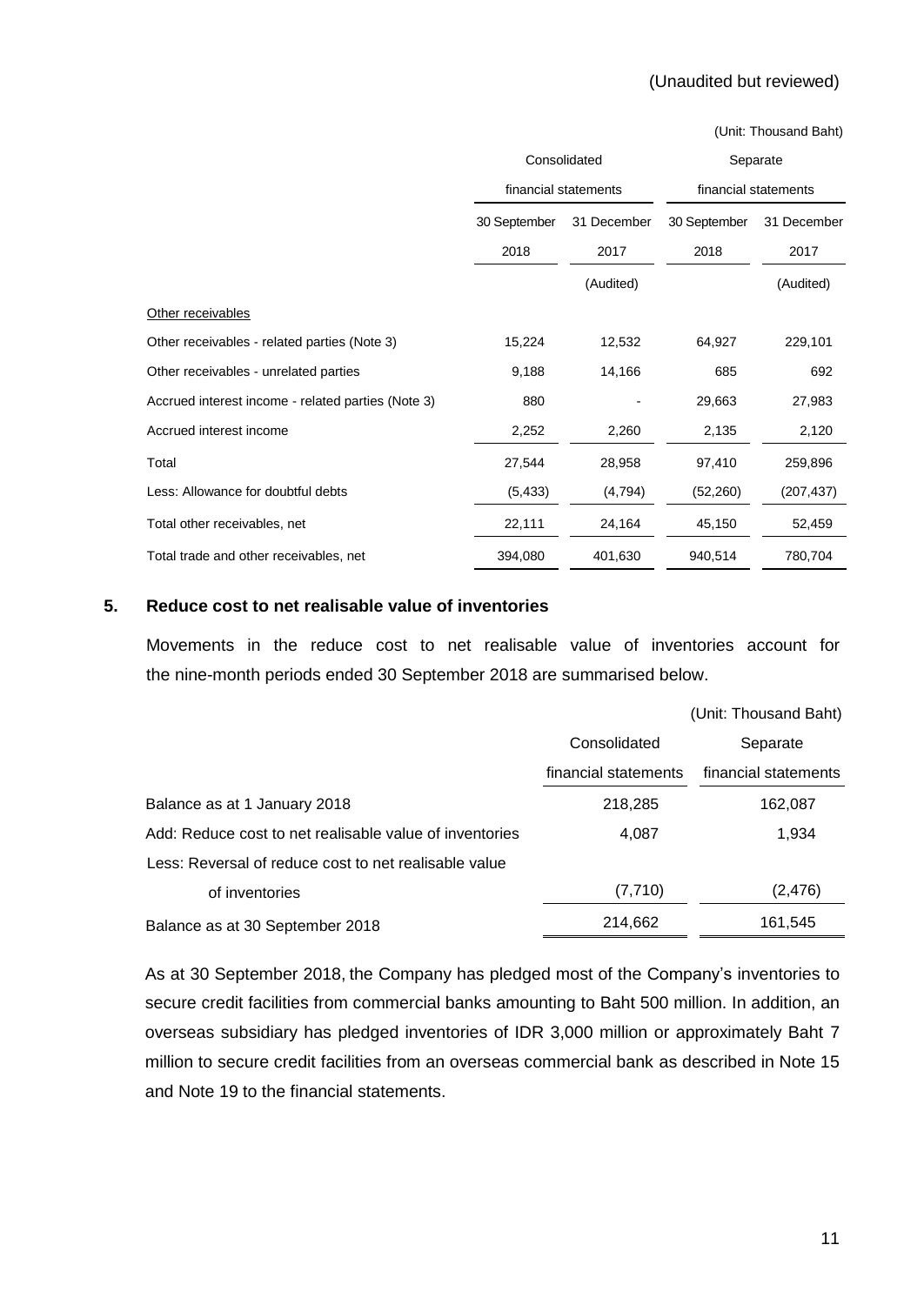(Unaudited but reviewed)

(Unit: Thousand Baht)

| | Consolidated financial statements | | Separate financial statements | |
|---|---|---|---|---|
| | 30 September 2018 | 31 December 2017 | 30 September 2018 | 31 December 2017 |
| | | (Audited) | | (Audited) |
| Other receivables | | | | |
| Other receivables - related parties (Note 3) | 15,224 | 12,532 | 64,927 | 229,101 |
| Other receivables - unrelated parties | 9,188 | 14,166 | 685 | 692 |
| Accrued interest income - related parties (Note 3) | 880 | - | 29,663 | 27,983 |
| Accrued interest income | 2,252 | 2,260 | 2,135 | 2,120 |
| Total | 27,544 | 28,958 | 97,410 | 259,896 |
| Less: Allowance for doubtful debts | (5,433) | (4,794) | (52,260) | (207,437) |
| Total other receivables, net | 22,111 | 24,164 | 45,150 | 52,459 |
| Total trade and other receivables, net | 394,080 | 401,630 | 940,514 | 780,704 |

## 5. Reduce cost to net realisable value of inventories

Movements in the reduce cost to net realisable value of inventories account for the nine-month periods ended 30 September 2018 are summarised below.

(Unit: Thousand Baht)

| | Consolidated financial statements | Separate financial statements |
|---|---|---|
| Balance as at 1 January 2018 | 218,285 | 162,087 |
| Add: Reduce cost to net realisable value of inventories | 4,087 | 1,934 |
| Less: Reversal of reduce cost to net realisable value of inventories | (7,710) | (2,476) |
| Balance as at 30 September 2018 | 214,662 | 161,545 |

As at 30 September 2018, the Company has pledged most of the Company's inventories to secure credit facilities from commercial banks amounting to Baht 500 million. In addition, an overseas subsidiary has pledged inventories of IDR 3,000 million or approximately Baht 7 million to secure credit facilities from an overseas commercial bank as described in Note 15 and Note 19 to the financial statements.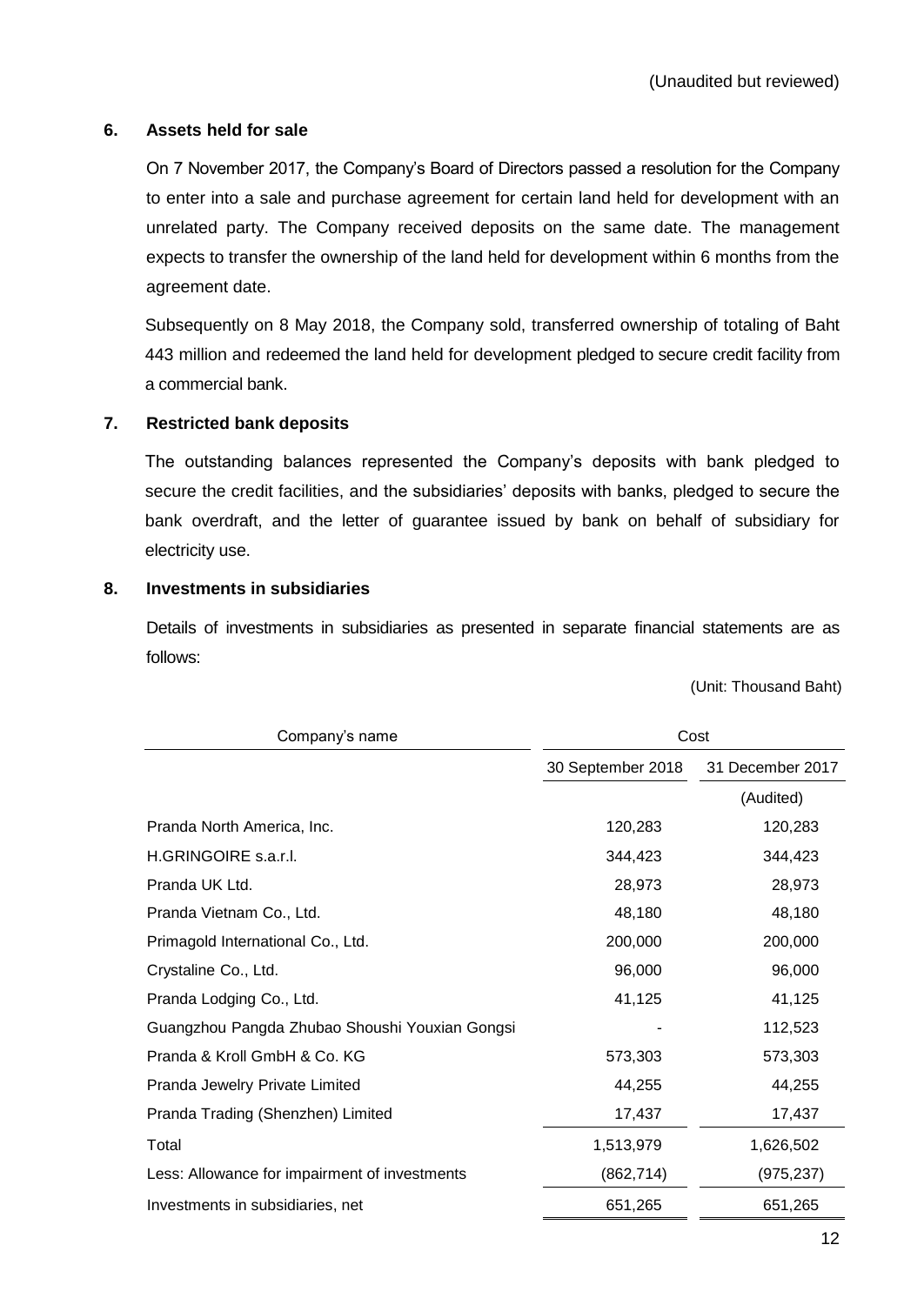(Unaudited but reviewed)

## 6. Assets held for sale

On 7 November 2017, the Company's Board of Directors passed a resolution for the Company to enter into a sale and purchase agreement for certain land held for development with an unrelated party. The Company received deposits on the same date. The management expects to transfer the ownership of the land held for development within 6 months from the agreement date.

Subsequently on 8 May 2018, the Company sold, transferred ownership of totaling of Baht 443 million and redeemed the land held for development pledged to secure credit facility from a commercial bank.

## 7. Restricted bank deposits

The outstanding balances represented the Company's deposits with bank pledged to secure the credit facilities, and the subsidiaries' deposits with banks, pledged to secure the bank overdraft, and the letter of guarantee issued by bank on behalf of subsidiary for electricity use.

## 8. Investments in subsidiaries

Details of investments in subsidiaries as presented in separate financial statements are as follows:

(Unit: Thousand Baht)

| Company's name | Cost | |
|---|---|---|
| | 30 September 2018 | 31 December 2017 |
| | | (Audited) |
| Pranda North America, Inc. | 120,283 | 120,283 |
| H.GRINGOIRE s.a.r.l. | 344,423 | 344,423 |
| Pranda UK Ltd. | 28,973 | 28,973 |
| Pranda Vietnam Co., Ltd. | 48,180 | 48,180 |
| Primagold International Co., Ltd. | 200,000 | 200,000 |
| Crystaline Co., Ltd. | 96,000 | 96,000 |
| Pranda Lodging Co., Ltd. | 41,125 | 41,125 |
| Guangzhou Pangda Zhubao Shoushi Youxian Gongsi | - | 112,523 |
| Pranda & Kroll GmbH & Co. KG | 573,303 | 573,303 |
| Pranda Jewelry Private Limited | 44,255 | 44,255 |
| Pranda Trading (Shenzhen) Limited | 17,437 | 17,437 |
| Total | 1,513,979 | 1,626,502 |
| Less: Allowance for impairment of investments | (862,714) | (975,237) |
| Investments in subsidiaries, net | 651,265 | 651,265 |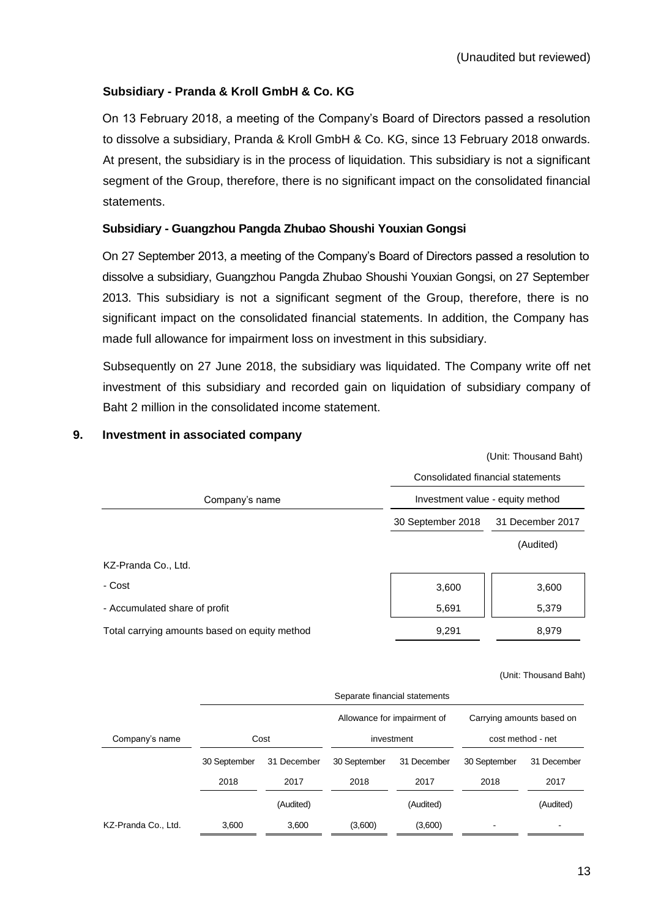(Unaudited but reviewed)

**Subsidiary - Pranda & Kroll GmbH & Co. KG**

On 13 February 2018, a meeting of the Company's Board of Directors passed a resolution to dissolve a subsidiary, Pranda & Kroll GmbH & Co. KG, since 13 February 2018 onwards. At present, the subsidiary is in the process of liquidation. This subsidiary is not a significant segment of the Group, therefore, there is no significant impact on the consolidated financial statements.

**Subsidiary - Guangzhou Pangda Zhubao Shoushi Youxian Gongsi**

On 27 September 2013, a meeting of the Company's Board of Directors passed a resolution to dissolve a subsidiary, Guangzhou Pangda Zhubao Shoushi Youxian Gongsi, on 27 September 2013. This subsidiary is not a significant segment of the Group, therefore, there is no significant impact on the consolidated financial statements. In addition, the Company has made full allowance for impairment loss on investment in this subsidiary.

Subsequently on 27 June 2018, the subsidiary was liquidated. The Company write off net investment of this subsidiary and recorded gain on liquidation of subsidiary company of Baht 2 million in the consolidated income statement.

## 9. Investment in associated company

(Unit: Thousand Baht)

| Company's name | Consolidated financial statements | |
|---|---|---|
| | Investment value - equity method | |
| | 30 September 2018 | 31 December 2017 (Audited) |
| KZ-Pranda Co., Ltd. | | |
| - Cost | 3,600 | 3,600 |
| - Accumulated share of profit | 5,691 | 5,379 |
| Total carrying amounts based on equity method | 9,291 | 8,979 |

(Unit: Thousand Baht)

| Company's name | Separate financial statements | | | | | |
|---|---|---|---|---|---|---|
| | Cost | | Allowance for impairment of investment | | Carrying amounts based on cost method - net | |
| | 30 September 2018 | 31 December 2017 (Audited) | 30 September 2018 | 31 December 2017 (Audited) | 30 September 2018 | 31 December 2017 (Audited) |
| KZ-Pranda Co., Ltd. | 3,600 | 3,600 | (3,600) | (3,600) | - | - |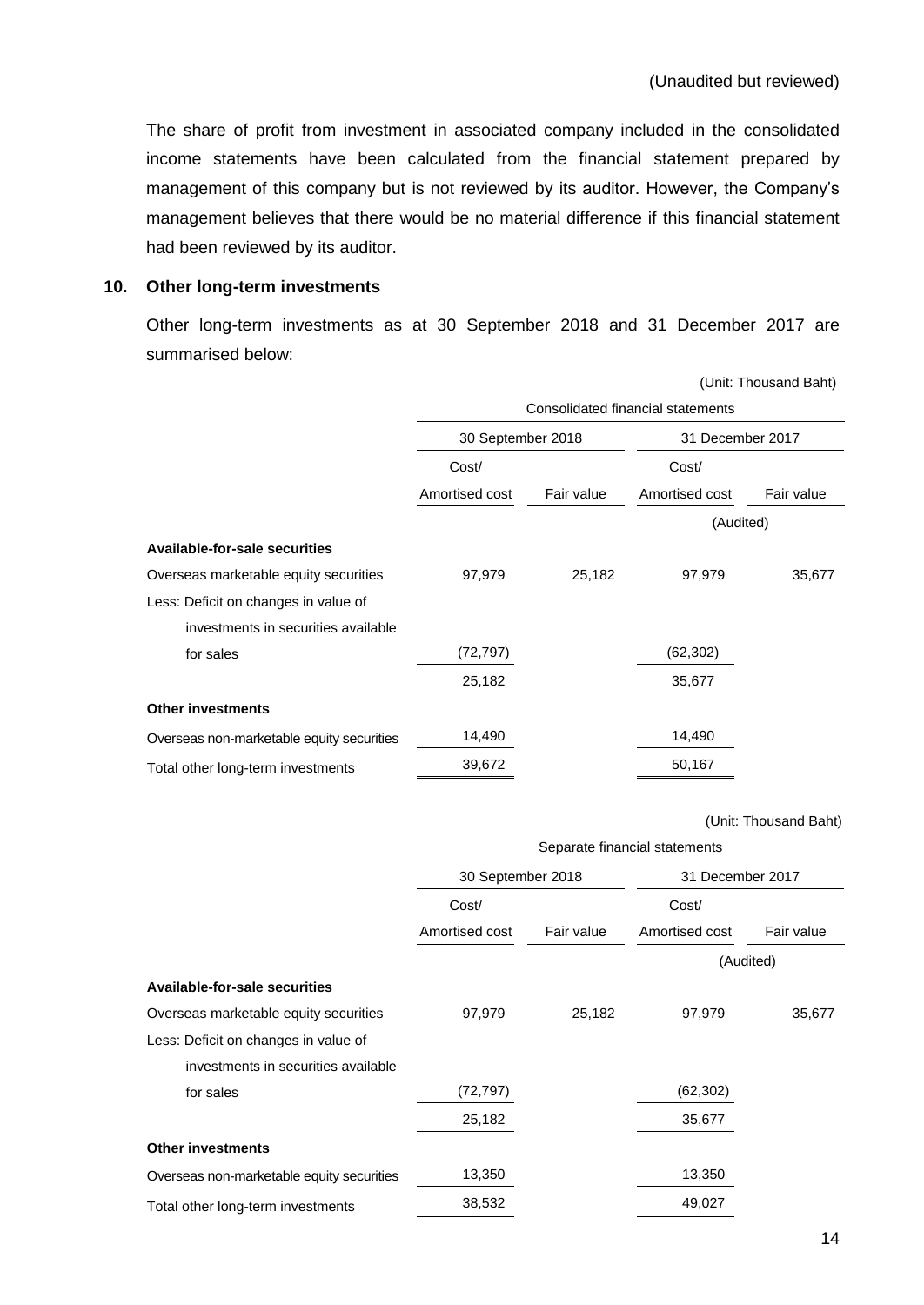(Unaudited but reviewed)

The share of profit from investment in associated company included in the consolidated income statements have been calculated from the financial statement prepared by management of this company but is not reviewed by its auditor. However, the Company's management believes that there would be no material difference if this financial statement had been reviewed by its auditor.

## 10. Other long-term investments

Other long-term investments as at 30 September 2018 and 31 December 2017 are summarised below:

(Unit: Thousand Baht)

| | Consolidated financial statements | | | |
|---|---|---|---|---|
| | 30 September 2018 | | 31 December 2017 | |
| | Cost/ Amortised cost | Fair value | Cost/ Amortised cost | Fair value |
| | | | (Audited) | |
| **Available-for-sale securities** | | | | |
| Overseas marketable equity securities | 97,979 | 25,182 | 97,979 | 35,677 |
| Less: Deficit on changes in value of investments in securities available for sales | (72,797) | | (62,302) | |
| | 25,182 | | 35,677 | |
| **Other investments** | | | | |
| Overseas non-marketable equity securities | 14,490 | | 14,490 | |
| Total other long-term investments | 39,672 | | 50,167 | |

(Unit: Thousand Baht)

| | Separate financial statements | | | |
|---|---|---|---|---|
| | 30 September 2018 | | 31 December 2017 | |
| | Cost/ Amortised cost | Fair value | Cost/ Amortised cost | Fair value |
| | | | (Audited) | |
| **Available-for-sale securities** | | | | |
| Overseas marketable equity securities | 97,979 | 25,182 | 97,979 | 35,677 |
| Less: Deficit on changes in value of investments in securities available for sales | (72,797) | | (62,302) | |
| | 25,182 | | 35,677 | |
| **Other investments** | | | | |
| Overseas non-marketable equity securities | 13,350 | | 13,350 | |
| Total other long-term investments | 38,532 | | 49,027 | |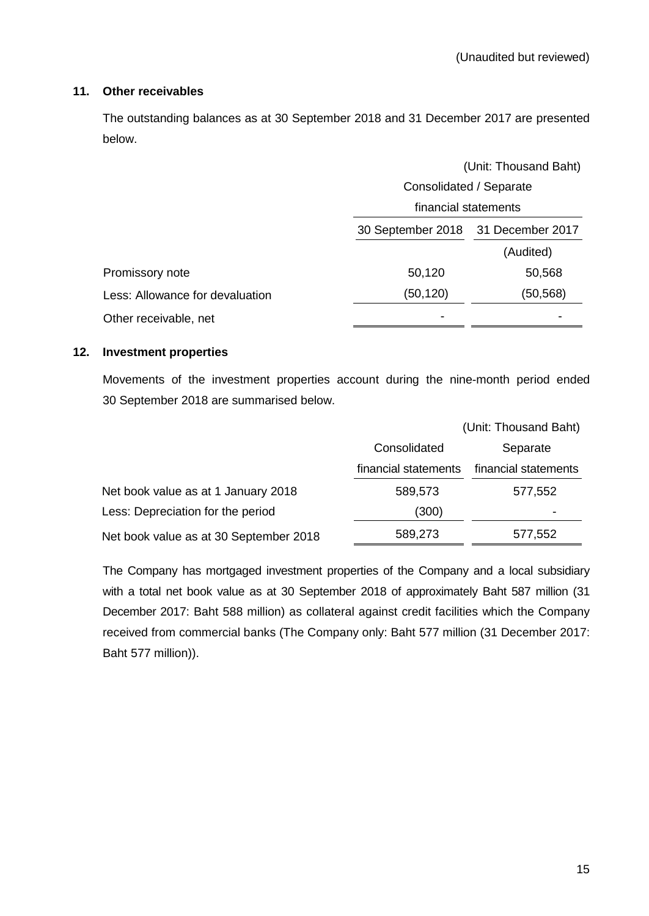(Unaudited but reviewed)

## 11. Other receivables

The outstanding balances as at 30 September 2018 and 31 December 2017 are presented below.

| | (Unit: Thousand Baht) | |
|---|---|---|
| | Consolidated / Separate financial statements | |
| | 30 September 2018 | 31 December 2017 |
| | | (Audited) |
| Promissory note | 50,120 | 50,568 |
| Less: Allowance for devaluation | (50,120) | (50,568) |
| Other receivable, net | - | - |

## 12. Investment properties

Movements of the investment properties account during the nine-month period ended 30 September 2018 are summarised below.

| | (Unit: Thousand Baht) | |
|---|---|---|
| | Consolidated financial statements | Separate financial statements |
| Net book value as at 1 January 2018 | 589,573 | 577,552 |
| Less: Depreciation for the period | (300) | - |
| Net book value as at 30 September 2018 | 589,273 | 577,552 |

The Company has mortgaged investment properties of the Company and a local subsidiary with a total net book value as at 30 September 2018 of approximately Baht 587 million (31 December 2017: Baht 588 million) as collateral against credit facilities which the Company received from commercial banks (The Company only: Baht 577 million (31 December 2017: Baht 577 million)).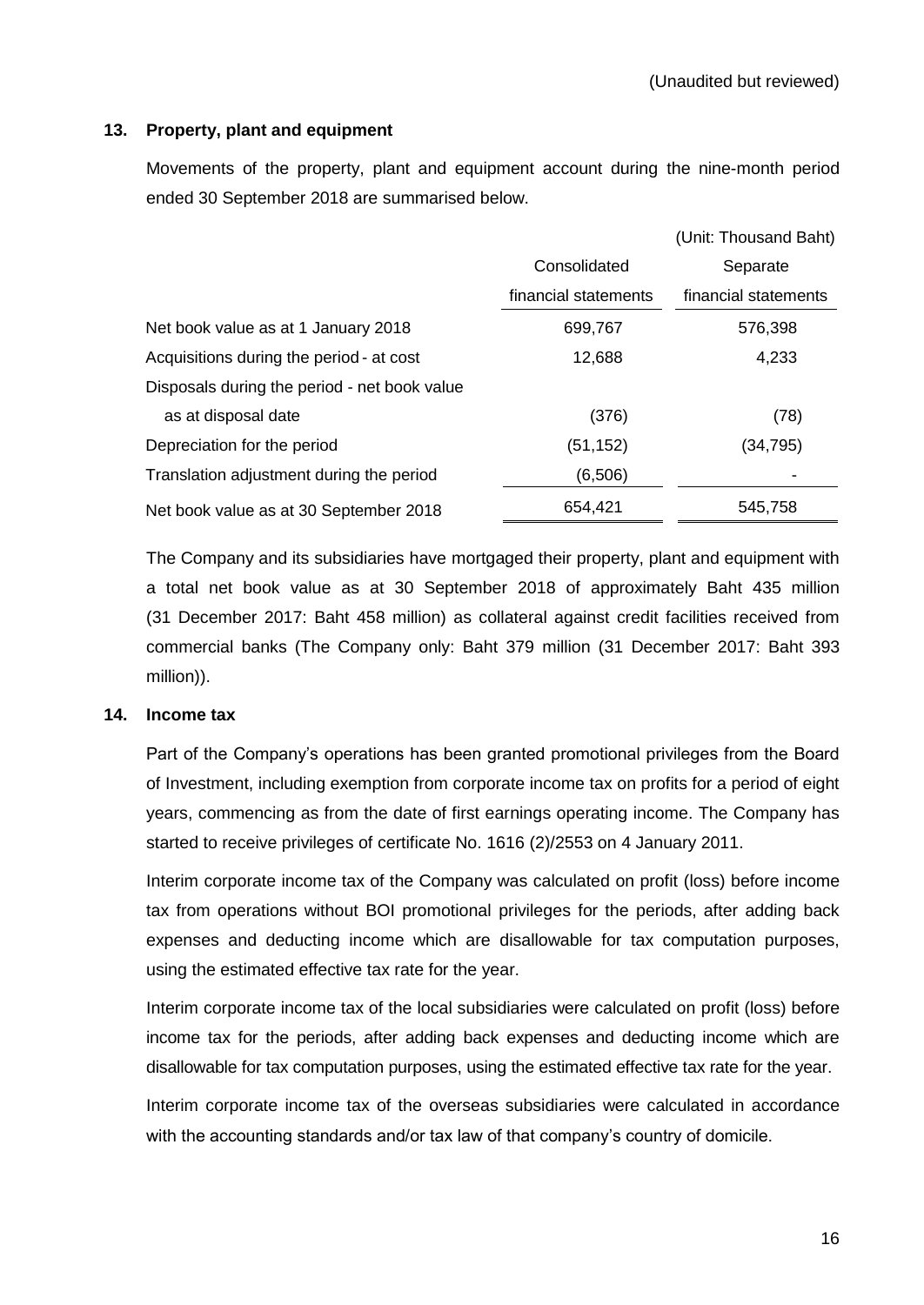(Unaudited but reviewed)

## 13. Property, plant and equipment

Movements of the property, plant and equipment account during the nine-month period ended 30 September 2018 are summarised below.

(Unit: Thousand Baht)

| | Consolidated financial statements | Separate financial statements |
|---|---|---|
| Net book value as at 1 January 2018 | 699,767 | 576,398 |
| Acquisitions during the period - at cost | 12,688 | 4,233 |
| Disposals during the period - net book value as at disposal date | (376) | (78) |
| Depreciation for the period | (51,152) | (34,795) |
| Translation adjustment during the period | (6,506) | - |
| Net book value as at 30 September 2018 | 654,421 | 545,758 |

The Company and its subsidiaries have mortgaged their property, plant and equipment with a total net book value as at 30 September 2018 of approximately Baht 435 million (31 December 2017: Baht 458 million) as collateral against credit facilities received from commercial banks (The Company only: Baht 379 million (31 December 2017: Baht 393 million)).

## 14. Income tax

Part of the Company's operations has been granted promotional privileges from the Board of Investment, including exemption from corporate income tax on profits for a period of eight years, commencing as from the date of first earnings operating income. The Company has started to receive privileges of certificate No. 1616 (2)/2553 on 4 January 2011.

Interim corporate income tax of the Company was calculated on profit (loss) before income tax from operations without BOI promotional privileges for the periods, after adding back expenses and deducting income which are disallowable for tax computation purposes, using the estimated effective tax rate for the year.

Interim corporate income tax of the local subsidiaries were calculated on profit (loss) before income tax for the periods, after adding back expenses and deducting income which are disallowable for tax computation purposes, using the estimated effective tax rate for the year.

Interim corporate income tax of the overseas subsidiaries were calculated in accordance with the accounting standards and/or tax law of that company's country of domicile.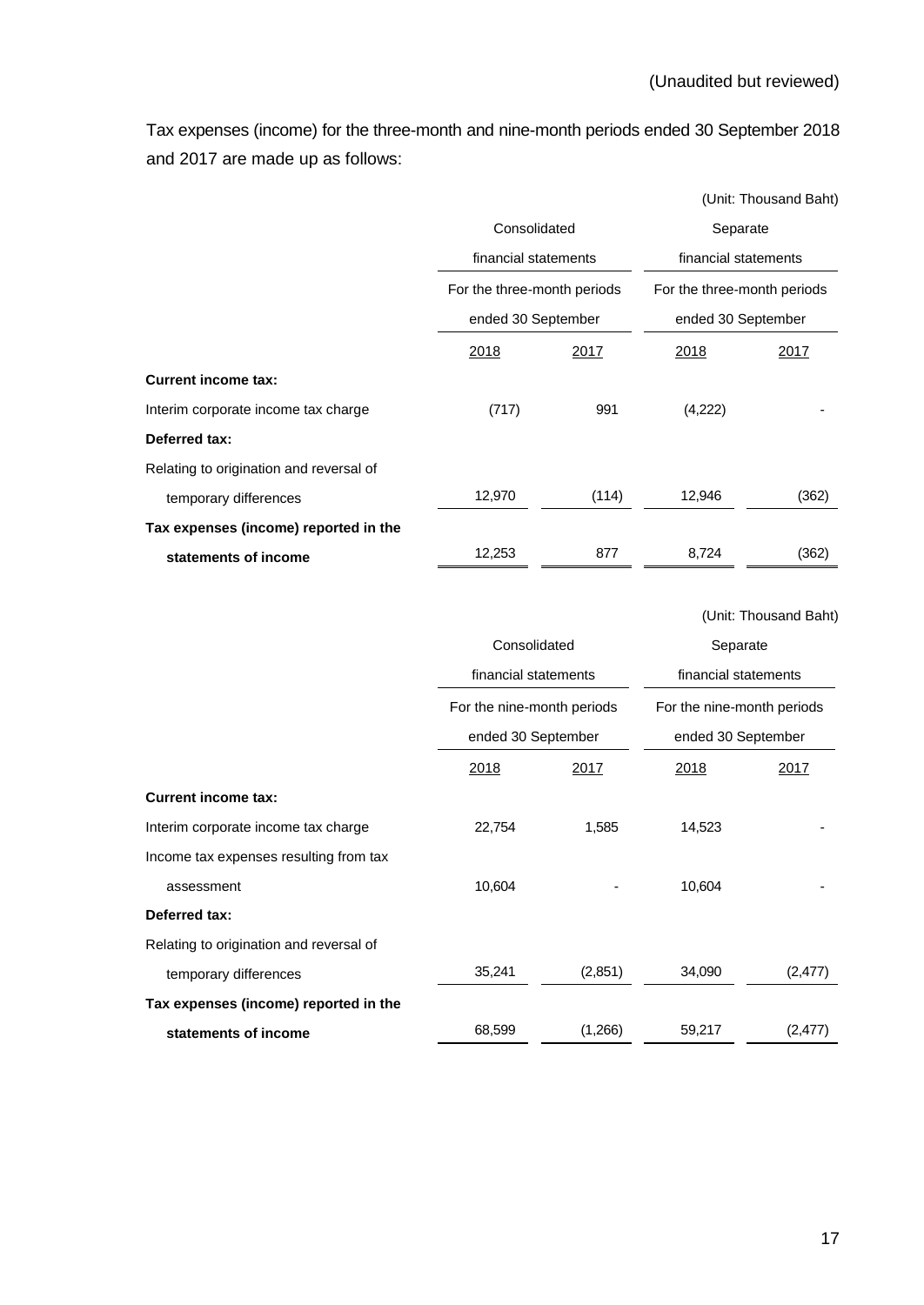(Unaudited but reviewed)

Tax expenses (income) for the three-month and nine-month periods ended 30 September 2018 and 2017 are made up as follows:

(Unit: Thousand Baht)

| | Consolidated financial statements | | Separate financial statements | |
|---|---|---|---|---|
| | For the three-month periods ended 30 September | | For the three-month periods ended 30 September | |
| | 2018 | 2017 | 2018 | 2017 |
| **Current income tax:** | | | | |
| Interim corporate income tax charge | (717) | 991 | (4,222) | - |
| **Deferred tax:** | | | | |
| Relating to origination and reversal of temporary differences | 12,970 | (114) | 12,946 | (362) |
| **Tax expenses (income) reported in the statements of income** | 12,253 | 877 | 8,724 | (362) |

(Unit: Thousand Baht)

| | Consolidated financial statements | | Separate financial statements | |
|---|---|---|---|---|
| | For the nine-month periods ended 30 September | | For the nine-month periods ended 30 September | |
| | 2018 | 2017 | 2018 | 2017 |
| **Current income tax:** | | | | |
| Interim corporate income tax charge | 22,754 | 1,585 | 14,523 | - |
| Income tax expenses resulting from tax assessment | 10,604 | - | 10,604 | - |
| **Deferred tax:** | | | | |
| Relating to origination and reversal of temporary differences | 35,241 | (2,851) | 34,090 | (2,477) |
| **Tax expenses (income) reported in the statements of income** | 68,599 | (1,266) | 59,217 | (2,477) |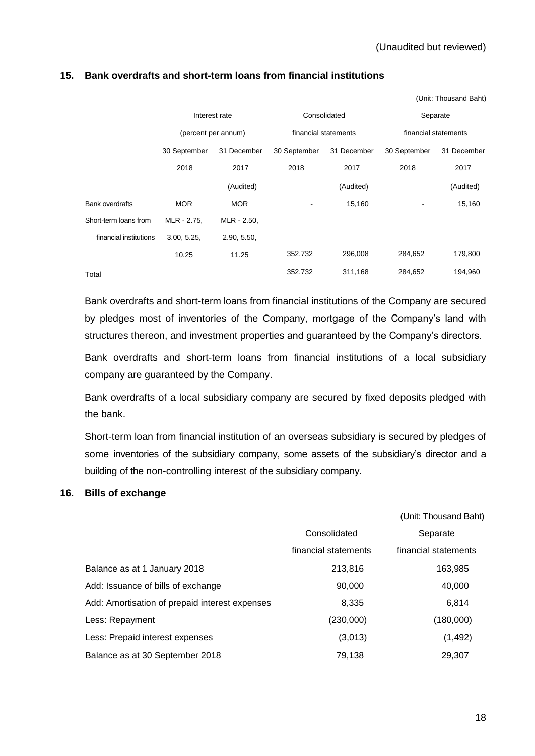(Unaudited but reviewed)

## 15. Bank overdrafts and short-term loans from financial institutions

(Unit: Thousand Baht)

| | Interest rate (percent per annum) | | Consolidated financial statements | | Separate financial statements | |
|---|---|---|---|---|---|---|
| | 30 September 2018 | 31 December 2017 | 30 September 2018 | 31 December 2017 | 30 September 2018 | 31 December 2017 |
| | | (Audited) | | (Audited) | | (Audited) |
| Bank overdrafts | MOR | MOR | - | 15,160 | - | 15,160 |
| Short-term loans from financial institutions | MLR - 2.75, 3.00, 5.25, 10.25 | MLR - 2.50, 2.90, 5.50, 11.25 | 352,732 | 296,008 | 284,652 | 179,800 |
| Total | | | 352,732 | 311,168 | 284,652 | 194,960 |

Bank overdrafts and short-term loans from financial institutions of the Company are secured by pledges most of inventories of the Company, mortgage of the Company's land with structures thereon, and investment properties and guaranteed by the Company's directors.

Bank overdrafts and short-term loans from financial institutions of a local subsidiary company are guaranteed by the Company.

Bank overdrafts of a local subsidiary company are secured by fixed deposits pledged with the bank.

Short-term loan from financial institution of an overseas subsidiary is secured by pledges of some inventories of the subsidiary company, some assets of the subsidiary's director and a building of the non-controlling interest of the subsidiary company.

## 16. Bills of exchange

(Unit: Thousand Baht)

| | Consolidated financial statements | Separate financial statements |
|---|---|---|
| Balance as at 1 January 2018 | 213,816 | 163,985 |
| Add: Issuance of bills of exchange | 90,000 | 40,000 |
| Add: Amortisation of prepaid interest expenses | 8,335 | 6,814 |
| Less: Repayment | (230,000) | (180,000) |
| Less: Prepaid interest expenses | (3,013) | (1,492) |
| Balance as at 30 September 2018 | 79,138 | 29,307 |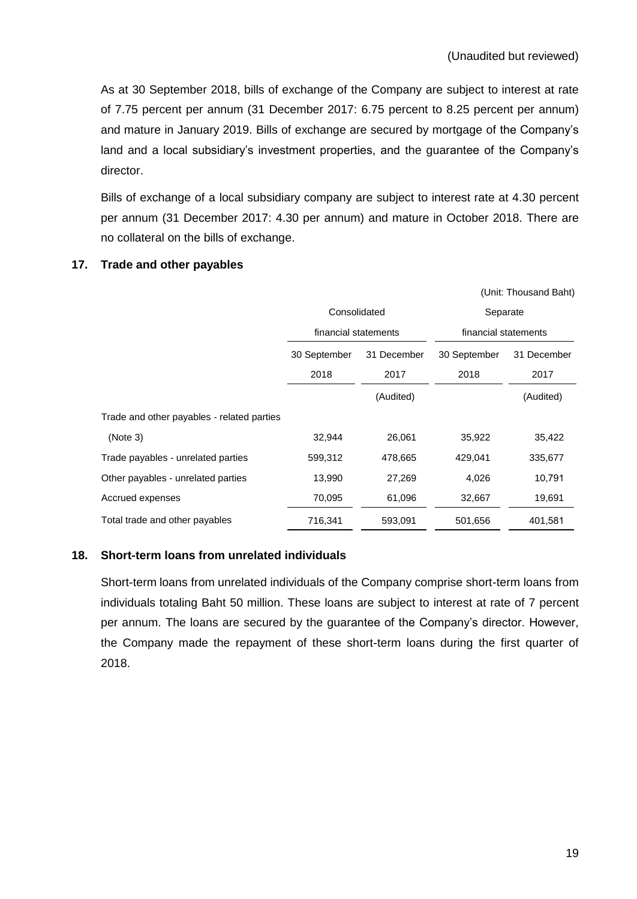(Unaudited but reviewed)

As at 30 September 2018, bills of exchange of the Company are subject to interest at rate of 7.75 percent per annum (31 December 2017: 6.75 percent to 8.25 percent per annum) and mature in January 2019. Bills of exchange are secured by mortgage of the Company's land and a local subsidiary's investment properties, and the guarantee of the Company's director.

Bills of exchange of a local subsidiary company are subject to interest rate at 4.30 percent per annum (31 December 2017: 4.30 per annum) and mature in October 2018. There are no collateral on the bills of exchange.

## 17. Trade and other payables

(Unit: Thousand Baht)

| | Consolidated financial statements | | Separate financial statements | |
|---|---|---|---|---|
| | 30 September 2018 | 31 December 2017 | 30 September 2018 | 31 December 2017 |
| | | (Audited) | | (Audited) |
| Trade and other payables - related parties (Note 3) | 32,944 | 26,061 | 35,922 | 35,422 |
| Trade payables - unrelated parties | 599,312 | 478,665 | 429,041 | 335,677 |
| Other payables - unrelated parties | 13,990 | 27,269 | 4,026 | 10,791 |
| Accrued expenses | 70,095 | 61,096 | 32,667 | 19,691 |
| Total trade and other payables | 716,341 | 593,091 | 501,656 | 401,581 |

## 18. Short-term loans from unrelated individuals

Short-term loans from unrelated individuals of the Company comprise short-term loans from individuals totaling Baht 50 million. These loans are subject to interest at rate of 7 percent per annum. The loans are secured by the guarantee of the Company's director. However, the Company made the repayment of these short-term loans during the first quarter of 2018.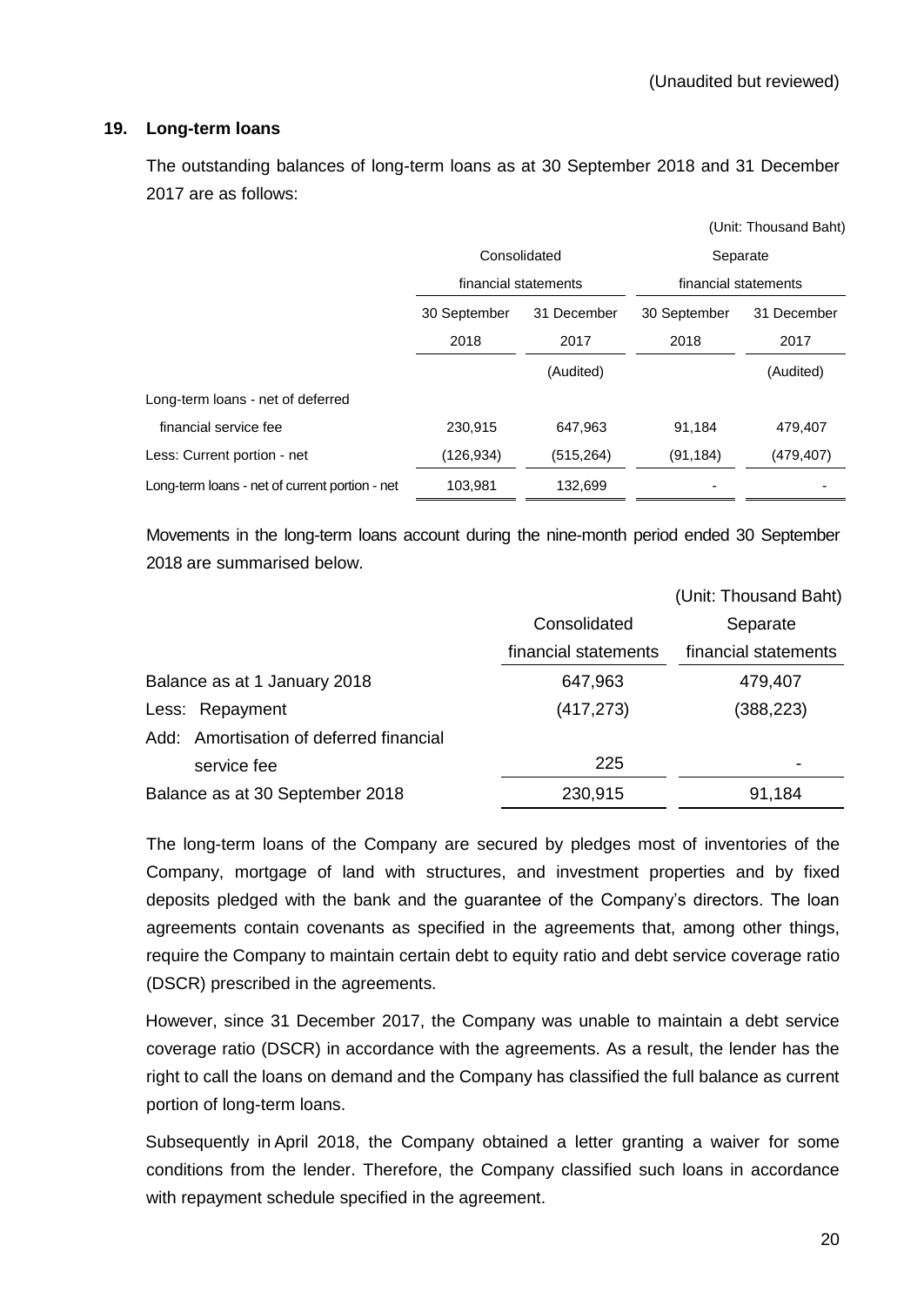(Unaudited but reviewed)

## 19. Long-term loans

The outstanding balances of long-term loans as at 30 September 2018 and 31 December 2017 are as follows:

(Unit: Thousand Baht)

| | Consolidated financial statements | | Separate financial statements | |
|---|---|---|---|---|
| | 30 September 2018 | 31 December 2017 | 30 September 2018 | 31 December 2017 |
| | | (Audited) | | (Audited) |
| Long-term loans - net of deferred financial service fee | 230,915 | 647,963 | 91,184 | 479,407 |
| Less: Current portion - net | (126,934) | (515,264) | (91,184) | (479,407) |
| Long-term loans - net of current portion - net | 103,981 | 132,699 | - | - |

Movements in the long-term loans account during the nine-month period ended 30 September 2018 are summarised below.

(Unit: Thousand Baht)

| | Consolidated financial statements | Separate financial statements |
|---|---|---|
| Balance as at 1 January 2018 | 647,963 | 479,407 |
| Less: Repayment | (417,273) | (388,223) |
| Add: Amortisation of deferred financial service fee | 225 | - |
| Balance as at 30 September 2018 | 230,915 | 91,184 |

The long-term loans of the Company are secured by pledges most of inventories of the Company, mortgage of land with structures, and investment properties and by fixed deposits pledged with the bank and the guarantee of the Company's directors. The loan agreements contain covenants as specified in the agreements that, among other things, require the Company to maintain certain debt to equity ratio and debt service coverage ratio (DSCR) prescribed in the agreements.

However, since 31 December 2017, the Company was unable to maintain a debt service coverage ratio (DSCR) in accordance with the agreements. As a result, the lender has the right to call the loans on demand and the Company has classified the full balance as current portion of long-term loans.

Subsequently in April 2018, the Company obtained a letter granting a waiver for some conditions from the lender. Therefore, the Company classified such loans in accordance with repayment schedule specified in the agreement.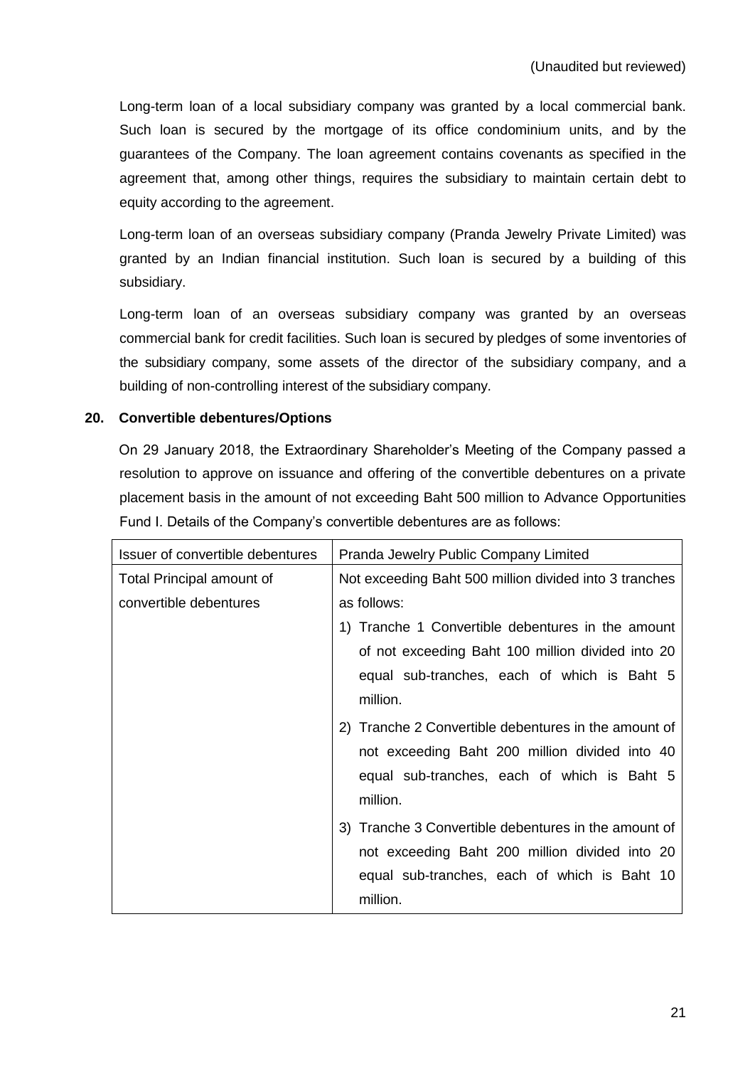(Unaudited but reviewed)

Long-term loan of a local subsidiary company was granted by a local commercial bank. Such loan is secured by the mortgage of its office condominium units, and by the guarantees of the Company. The loan agreement contains covenants as specified in the agreement that, among other things, requires the subsidiary to maintain certain debt to equity according to the agreement.

Long-term loan of an overseas subsidiary company (Pranda Jewelry Private Limited) was granted by an Indian financial institution. Such loan is secured by a building of this subsidiary.

Long-term loan of an overseas subsidiary company was granted by an overseas commercial bank for credit facilities. Such loan is secured by pledges of some inventories of the subsidiary company, some assets of the director of the subsidiary company, and a building of non-controlling interest of the subsidiary company.

## 20. Convertible debentures/Options

On 29 January 2018, the Extraordinary Shareholder's Meeting of the Company passed a resolution to approve on issuance and offering of the convertible debentures on a private placement basis in the amount of not exceeding Baht 500 million to Advance Opportunities Fund I. Details of the Company's convertible debentures are as follows:

| Issuer of convertible debentures | Pranda Jewelry Public Company Limited |
|---|---|
| Total Principal amount of convertible debentures | Not exceeding Baht 500 million divided into 3 tranches as follows:<br>1) Tranche 1 Convertible debentures in the amount of not exceeding Baht 100 million divided into 20 equal sub-tranches, each of which is Baht 5 million.<br>2) Tranche 2 Convertible debentures in the amount of not exceeding Baht 200 million divided into 40 equal sub-tranches, each of which is Baht 5 million.<br>3) Tranche 3 Convertible debentures in the amount of not exceeding Baht 200 million divided into 20 equal sub-tranches, each of which is Baht 10 million. |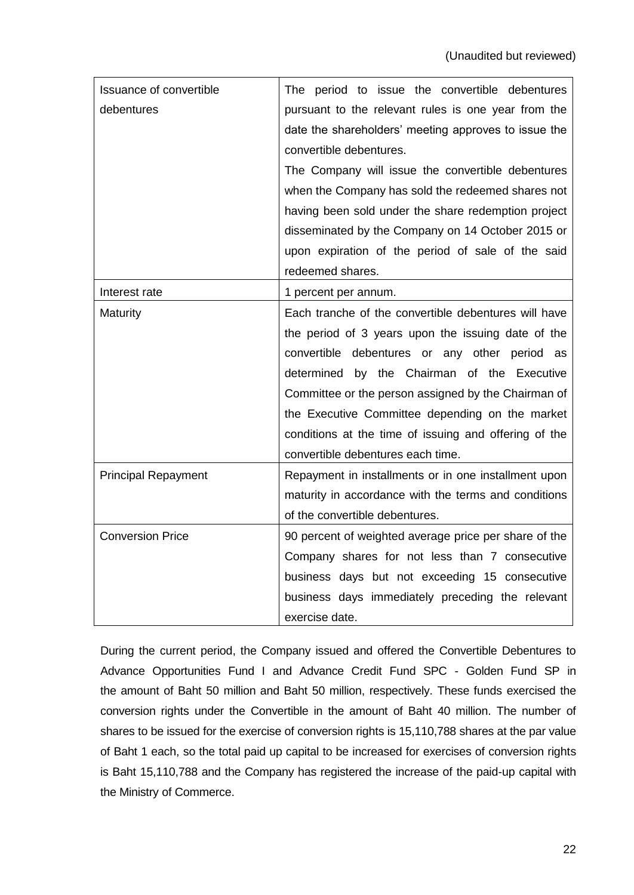(Unaudited but reviewed)

| | |
|---|---|
| Issuance of convertible debentures | The period to issue the convertible debentures pursuant to the relevant rules is one year from the date the shareholders' meeting approves to issue the convertible debentures. The Company will issue the convertible debentures when the Company has sold the redeemed shares not having been sold under the share redemption project disseminated by the Company on 14 October 2015 or upon expiration of the period of sale of the said redeemed shares. |
| Interest rate | 1 percent per annum. |
| Maturity | Each tranche of the convertible debentures will have the period of 3 years upon the issuing date of the convertible debentures or any other period as determined by the Chairman of the Executive Committee or the person assigned by the Chairman of the Executive Committee depending on the market conditions at the time of issuing and offering of the convertible debentures each time. |
| Principal Repayment | Repayment in installments or in one installment upon maturity in accordance with the terms and conditions of the convertible debentures. |
| Conversion Price | 90 percent of weighted average price per share of the Company shares for not less than 7 consecutive business days but not exceeding 15 consecutive business days immediately preceding the relevant exercise date. |

During the current period, the Company issued and offered the Convertible Debentures to Advance Opportunities Fund I and Advance Credit Fund SPC - Golden Fund SP in the amount of Baht 50 million and Baht 50 million, respectively. These funds exercised the conversion rights under the Convertible in the amount of Baht 40 million. The number of shares to be issued for the exercise of conversion rights is 15,110,788 shares at the par value of Baht 1 each, so the total paid up capital to be increased for exercises of conversion rights is Baht 15,110,788 and the Company has registered the increase of the paid-up capital with the Ministry of Commerce.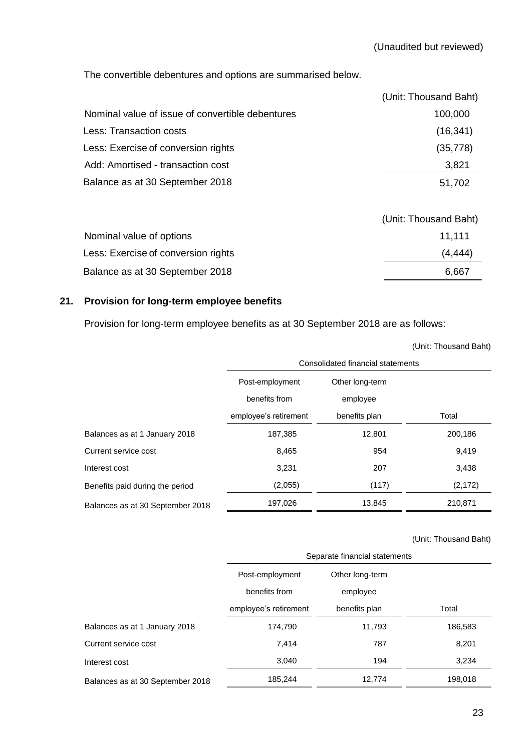(Unaudited but reviewed)

The convertible debentures and options are summarised below.

| | (Unit: Thousand Baht) |
|---|---|
| Nominal value of issue of convertible debentures | 100,000 |
| Less: Transaction costs | (16,341) |
| Less: Exercise of conversion rights | (35,778) |
| Add: Amortised - transaction cost | 3,821 |
| Balance as at 30 September 2018 | 51,702 |

| | (Unit: Thousand Baht) |
|---|---|
| Nominal value of options | 11,111 |
| Less: Exercise of conversion rights | (4,444) |
| Balance as at 30 September 2018 | 6,667 |

## 21. Provision for long-term employee benefits

Provision for long-term employee benefits as at 30 September 2018 are as follows:

(Unit: Thousand Baht)

| | Consolidated financial statements | | |
|---|---|---|---|
| | Post-employment benefits from employee's retirement | Other long-term employee benefits plan | Total |
| Balances as at 1 January 2018 | 187,385 | 12,801 | 200,186 |
| Current service cost | 8,465 | 954 | 9,419 |
| Interest cost | 3,231 | 207 | 3,438 |
| Benefits paid during the period | (2,055) | (117) | (2,172) |
| Balances as at 30 September 2018 | 197,026 | 13,845 | 210,871 |

(Unit: Thousand Baht)

| | Separate financial statements | | |
|---|---|---|---|
| | Post-employment benefits from employee's retirement | Other long-term employee benefits plan | Total |
| Balances as at 1 January 2018 | 174,790 | 11,793 | 186,583 |
| Current service cost | 7,414 | 787 | 8,201 |
| Interest cost | 3,040 | 194 | 3,234 |
| Balances as at 30 September 2018 | 185,244 | 12,774 | 198,018 |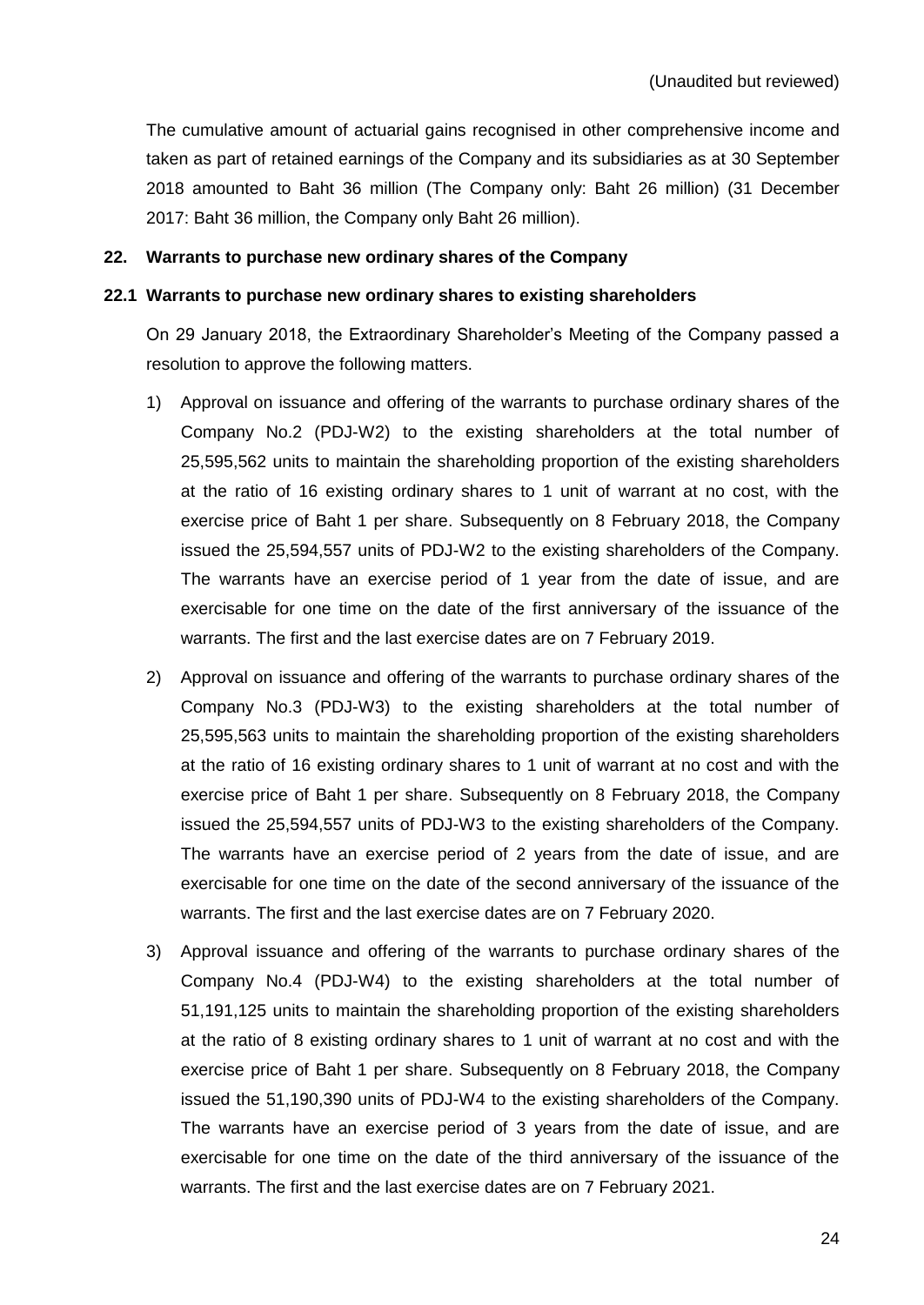(Unaudited but reviewed)

The cumulative amount of actuarial gains recognised in other comprehensive income and taken as part of retained earnings of the Company and its subsidiaries as at 30 September 2018 amounted to Baht 36 million (The Company only: Baht 26 million) (31 December 2017: Baht 36 million, the Company only Baht 26 million).

## 22. Warrants to purchase new ordinary shares of the Company

### 22.1 Warrants to purchase new ordinary shares to existing shareholders

On 29 January 2018, the Extraordinary Shareholder's Meeting of the Company passed a resolution to approve the following matters.

1) Approval on issuance and offering of the warrants to purchase ordinary shares of the Company No.2 (PDJ-W2) to the existing shareholders at the total number of 25,595,562 units to maintain the shareholding proportion of the existing shareholders at the ratio of 16 existing ordinary shares to 1 unit of warrant at no cost, with the exercise price of Baht 1 per share. Subsequently on 8 February 2018, the Company issued the 25,594,557 units of PDJ-W2 to the existing shareholders of the Company. The warrants have an exercise period of 1 year from the date of issue, and are exercisable for one time on the date of the first anniversary of the issuance of the warrants. The first and the last exercise dates are on 7 February 2019.

2) Approval on issuance and offering of the warrants to purchase ordinary shares of the Company No.3 (PDJ-W3) to the existing shareholders at the total number of 25,595,563 units to maintain the shareholding proportion of the existing shareholders at the ratio of 16 existing ordinary shares to 1 unit of warrant at no cost and with the exercise price of Baht 1 per share. Subsequently on 8 February 2018, the Company issued the 25,594,557 units of PDJ-W3 to the existing shareholders of the Company. The warrants have an exercise period of 2 years from the date of issue, and are exercisable for one time on the date of the second anniversary of the issuance of the warrants. The first and the last exercise dates are on 7 February 2020.

3) Approval issuance and offering of the warrants to purchase ordinary shares of the Company No.4 (PDJ-W4) to the existing shareholders at the total number of 51,191,125 units to maintain the shareholding proportion of the existing shareholders at the ratio of 8 existing ordinary shares to 1 unit of warrant at no cost and with the exercise price of Baht 1 per share. Subsequently on 8 February 2018, the Company issued the 51,190,390 units of PDJ-W4 to the existing shareholders of the Company. The warrants have an exercise period of 3 years from the date of issue, and are exercisable for one time on the date of the third anniversary of the issuance of the warrants. The first and the last exercise dates are on 7 February 2021.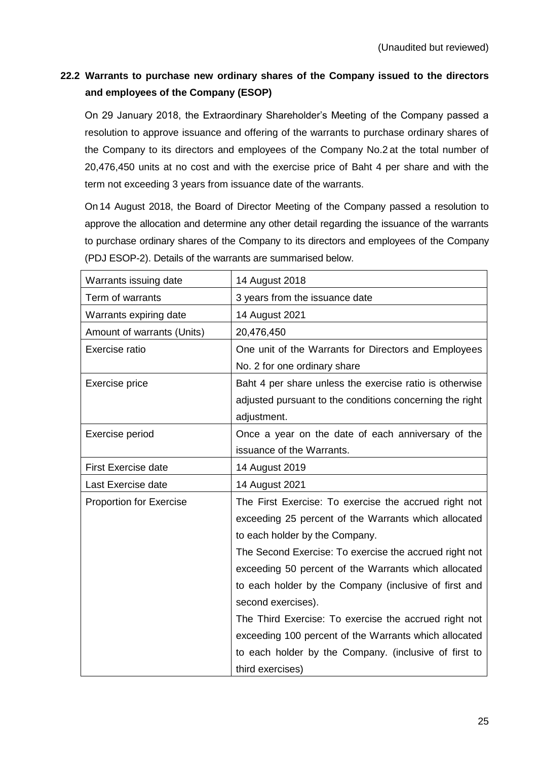(Unaudited but reviewed)

## 22.2 Warrants to purchase new ordinary shares of the Company issued to the directors and employees of the Company (ESOP)

On 29 January 2018, the Extraordinary Shareholder's Meeting of the Company passed a resolution to approve issuance and offering of the warrants to purchase ordinary shares of the Company to its directors and employees of the Company No.2 at the total number of 20,476,450 units at no cost and with the exercise price of Baht 4 per share and with the term not exceeding 3 years from issuance date of the warrants.

On 14 August 2018, the Board of Director Meeting of the Company passed a resolution to approve the allocation and determine any other detail regarding the issuance of the warrants to purchase ordinary shares of the Company to its directors and employees of the Company (PDJ ESOP-2). Details of the warrants are summarised below.

| | |
|---|---|
| Warrants issuing date | 14 August 2018 |
| Term of warrants | 3 years from the issuance date |
| Warrants expiring date | 14 August 2021 |
| Amount of warrants (Units) | 20,476,450 |
| Exercise ratio | One unit of the Warrants for Directors and Employees No. 2 for one ordinary share |
| Exercise price | Baht 4 per share unless the exercise ratio is otherwise adjusted pursuant to the conditions concerning the right adjustment. |
| Exercise period | Once a year on the date of each anniversary of the issuance of the Warrants. |
| First Exercise date | 14 August 2019 |
| Last Exercise date | 14 August 2021 |
| Proportion for Exercise | The First Exercise: To exercise the accrued right not exceeding 25 percent of the Warrants which allocated to each holder by the Company.<br>The Second Exercise: To exercise the accrued right not exceeding 50 percent of the Warrants which allocated to each holder by the Company (inclusive of first and second exercises).<br>The Third Exercise: To exercise the accrued right not exceeding 100 percent of the Warrants which allocated to each holder by the Company. (inclusive of first to third exercises) |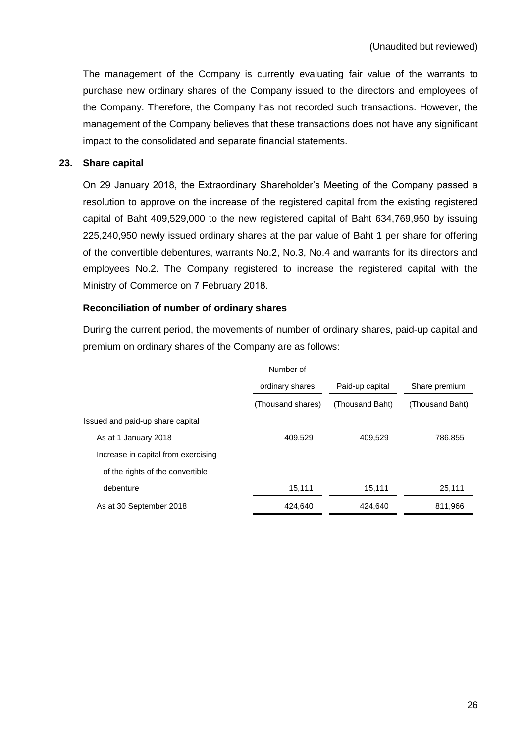(Unaudited but reviewed)

The management of the Company is currently evaluating fair value of the warrants to purchase new ordinary shares of the Company issued to the directors and employees of the Company. Therefore, the Company has not recorded such transactions. However, the management of the Company believes that these transactions does not have any significant impact to the consolidated and separate financial statements.

## 23. Share capital

On 29 January 2018, the Extraordinary Shareholder's Meeting of the Company passed a resolution to approve on the increase of the registered capital from the existing registered capital of Baht 409,529,000 to the new registered capital of Baht 634,769,950 by issuing 225,240,950 newly issued ordinary shares at the par value of Baht 1 per share for offering of the convertible debentures, warrants No.2, No.3, No.4 and warrants for its directors and employees No.2. The Company registered to increase the registered capital with the Ministry of Commerce on 7 February 2018.

### Reconciliation of number of ordinary shares

During the current period, the movements of number of ordinary shares, paid-up capital and premium on ordinary shares of the Company are as follows:

| | Number of ordinary shares (Thousand shares) | Paid-up capital (Thousand Baht) | Share premium (Thousand Baht) |
|---|---|---|---|
| Issued and paid-up share capital | | | |
| As at 1 January 2018 | 409,529 | 409,529 | 786,855 |
| Increase in capital from exercising of the rights of the convertible debenture | 15,111 | 15,111 | 25,111 |
| As at 30 September 2018 | 424,640 | 424,640 | 811,966 |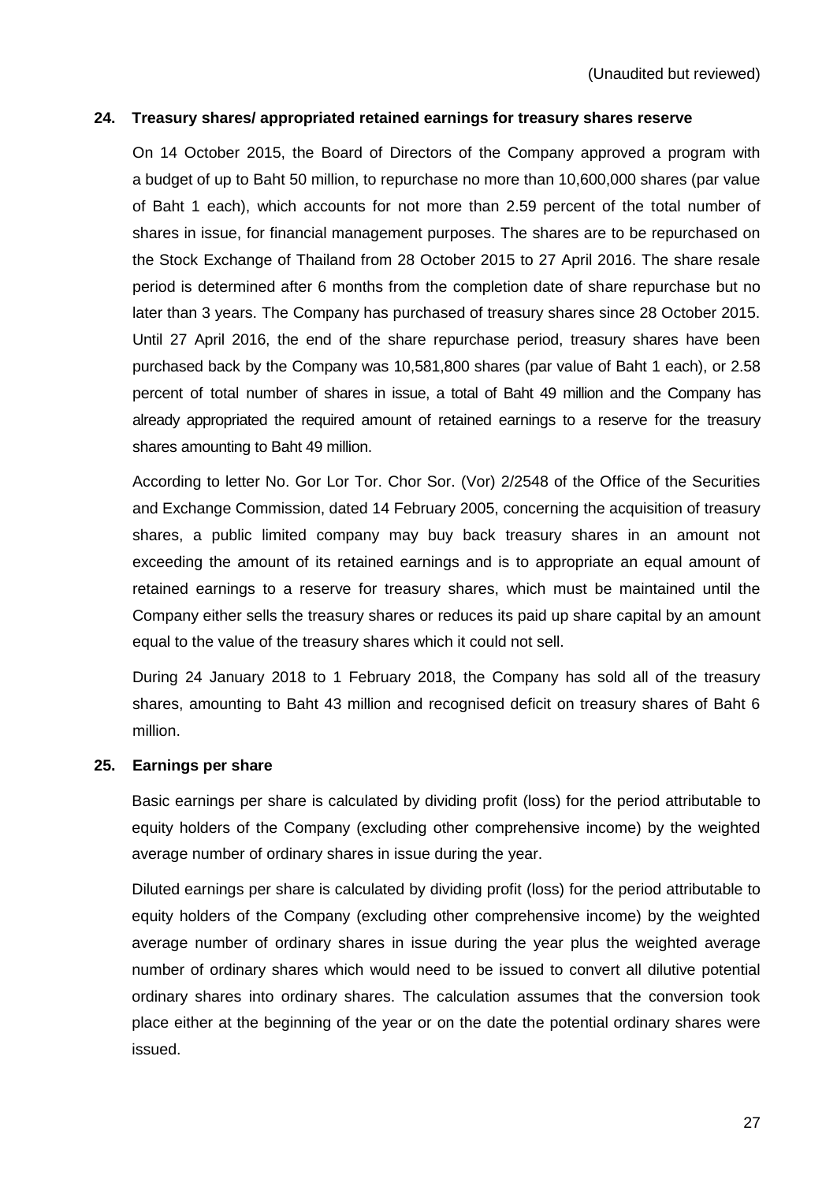(Unaudited but reviewed)

## 24. Treasury shares/ appropriated retained earnings for treasury shares reserve

On 14 October 2015, the Board of Directors of the Company approved a program with a budget of up to Baht 50 million, to repurchase no more than 10,600,000 shares (par value of Baht 1 each), which accounts for not more than 2.59 percent of the total number of shares in issue, for financial management purposes. The shares are to be repurchased on the Stock Exchange of Thailand from 28 October 2015 to 27 April 2016. The share resale period is determined after 6 months from the completion date of share repurchase but no later than 3 years. The Company has purchased of treasury shares since 28 October 2015. Until 27 April 2016, the end of the share repurchase period, treasury shares have been purchased back by the Company was 10,581,800 shares (par value of Baht 1 each), or 2.58 percent of total number of shares in issue, a total of Baht 49 million and the Company has already appropriated the required amount of retained earnings to a reserve for the treasury shares amounting to Baht 49 million.

According to letter No. Gor Lor Tor. Chor Sor. (Vor) 2/2548 of the Office of the Securities and Exchange Commission, dated 14 February 2005, concerning the acquisition of treasury shares, a public limited company may buy back treasury shares in an amount not exceeding the amount of its retained earnings and is to appropriate an equal amount of retained earnings to a reserve for treasury shares, which must be maintained until the Company either sells the treasury shares or reduces its paid up share capital by an amount equal to the value of the treasury shares which it could not sell.

During 24 January 2018 to 1 February 2018, the Company has sold all of the treasury shares, amounting to Baht 43 million and recognised deficit on treasury shares of Baht 6 million.

## 25. Earnings per share

Basic earnings per share is calculated by dividing profit (loss) for the period attributable to equity holders of the Company (excluding other comprehensive income) by the weighted average number of ordinary shares in issue during the year.

Diluted earnings per share is calculated by dividing profit (loss) for the period attributable to equity holders of the Company (excluding other comprehensive income) by the weighted average number of ordinary shares in issue during the year plus the weighted average number of ordinary shares which would need to be issued to convert all dilutive potential ordinary shares into ordinary shares. The calculation assumes that the conversion took place either at the beginning of the year or on the date the potential ordinary shares were issued.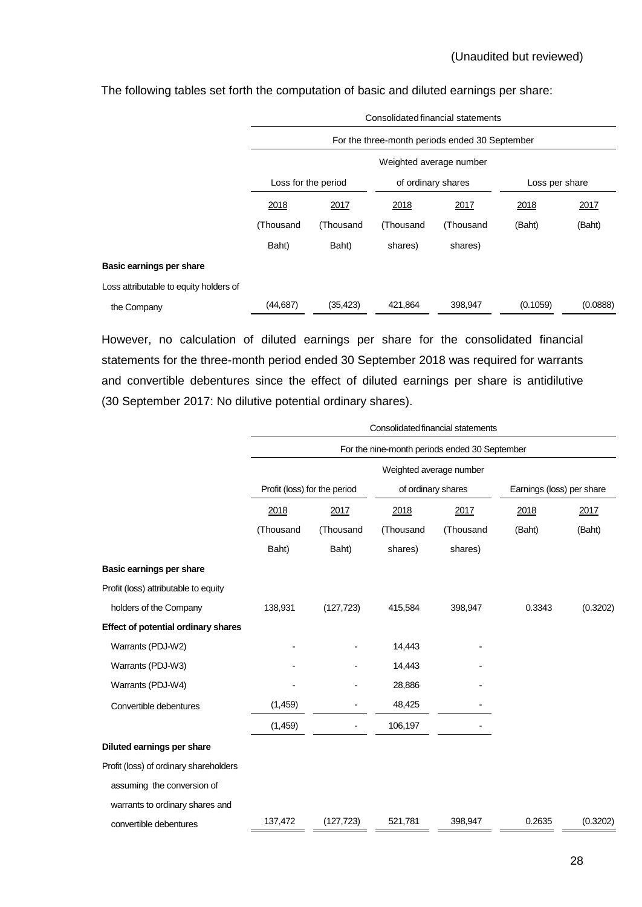(Unaudited but reviewed)

The following tables set forth the computation of basic and diluted earnings per share:

| | Consolidated financial statements | | | | | |
|---|---|---|---|---|---|---|
| | For the three-month periods ended 30 September | | | | | |
| | Loss for the period | | Weighted average number of ordinary shares | | Loss per share | |
| | 2018 | 2017 | 2018 | 2017 | 2018 | 2017 |
| | (Thousand Baht) | (Thousand Baht) | (Thousand shares) | (Thousand shares) | (Baht) | (Baht) |
| **Basic earnings per share** | | | | | | |
| Loss attributable to equity holders of the Company | (44,687) | (35,423) | 421,864 | 398,947 | (0.1059) | (0.0888) |

However, no calculation of diluted earnings per share for the consolidated financial statements for the three-month period ended 30 September 2018 was required for warrants and convertible debentures since the effect of diluted earnings per share is antidilutive (30 September 2017: No dilutive potential ordinary shares).

| | Consolidated financial statements | | | | | |
|---|---|---|---|---|---|---|
| | For the nine-month periods ended 30 September | | | | | |
| | Profit (loss) for the period | | Weighted average number of ordinary shares | | Earnings (loss) per share | |
| | 2018 | 2017 | 2018 | 2017 | 2018 | 2017 |
| | (Thousand Baht) | (Thousand Baht) | (Thousand shares) | (Thousand shares) | (Baht) | (Baht) |
| **Basic earnings per share** | | | | | | |
| Profit (loss) attributable to equity holders of the Company | 138,931 | (127,723) | 415,584 | 398,947 | 0.3343 | (0.3202) |
| **Effect of potential ordinary shares** | | | | | | |
| Warrants (PDJ-W2) | - | - | 14,443 | - | | |
| Warrants (PDJ-W3) | - | - | 14,443 | - | | |
| Warrants (PDJ-W4) | - | - | 28,886 | - | | |
| Convertible debentures | (1,459) | - | 48,425 | - | | |
| | (1,459) | - | 106,197 | - | | |
| **Diluted earnings per share** | | | | | | |
| Profit (loss) of ordinary shareholders assuming the conversion of warrants to ordinary shares and convertible debentures | 137,472 | (127,723) | 521,781 | 398,947 | 0.2635 | (0.3202) |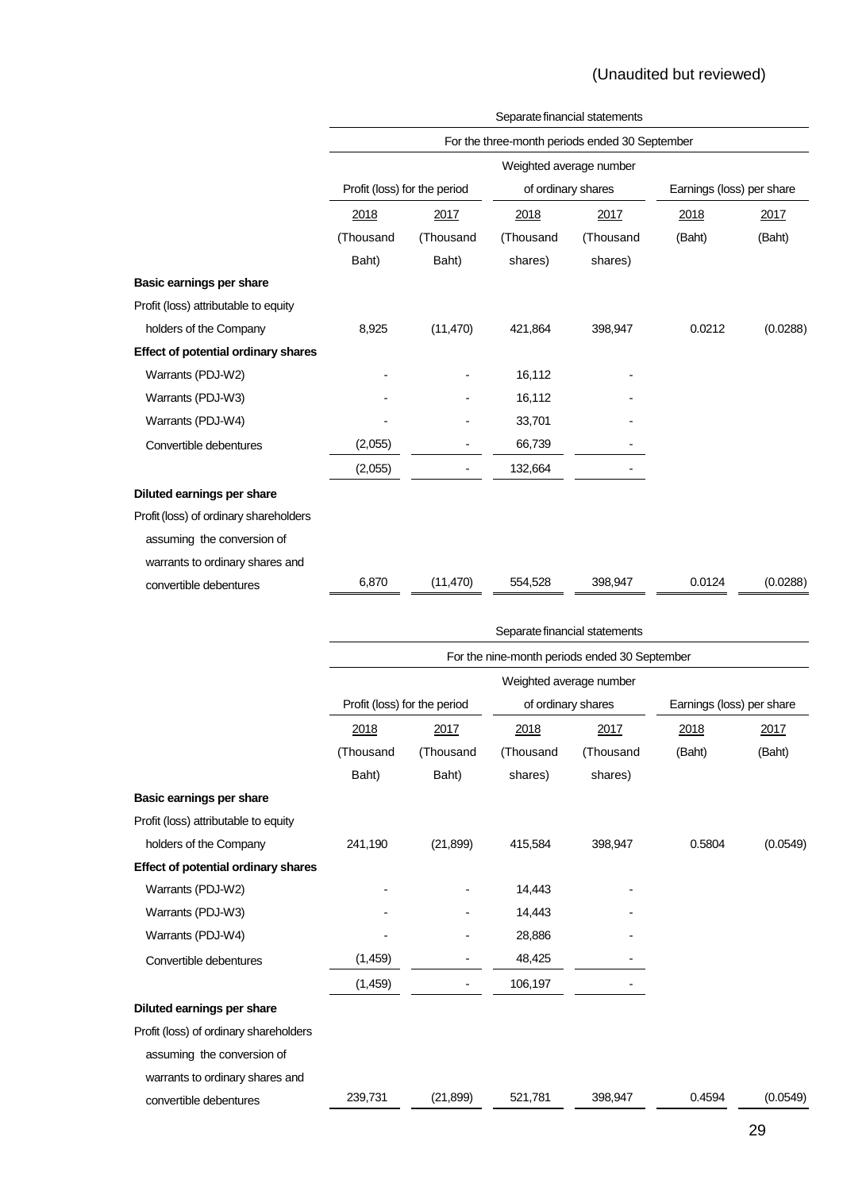(Unaudited but reviewed)

| | Separate financial statements | | | | | |
|---|---|---|---|---|---|---|
| | For the three-month periods ended 30 September | | | | | |
| | Profit (loss) for the period | | Weighted average number of ordinary shares | | Earnings (loss) per share | |
| | 2018 | 2017 | 2018 | 2017 | 2018 | 2017 |
| | (Thousand Baht) | (Thousand Baht) | (Thousand shares) | (Thousand shares) | (Baht) | (Baht) |
| **Basic earnings per share** | | | | | | |
| Profit (loss) attributable to equity holders of the Company | 8,925 | (11,470) | 421,864 | 398,947 | 0.0212 | (0.0288) |
| **Effect of potential ordinary shares** | | | | | | |
| Warrants (PDJ-W2) | - | - | 16,112 | - | | |
| Warrants (PDJ-W3) | - | - | 16,112 | - | | |
| Warrants (PDJ-W4) | - | - | 33,701 | - | | |
| Convertible debentures | (2,055) | - | 66,739 | - | | |
| | (2,055) | - | 132,664 | - | | |
| **Diluted earnings per share** | | | | | | |
| Profit (loss) of ordinary shareholders assuming the conversion of warrants to ordinary shares and convertible debentures | 6,870 | (11,470) | 554,528 | 398,947 | 0.0124 | (0.0288) |

| | Separate financial statements | | | | | |
|---|---|---|---|---|---|---|
| | For the nine-month periods ended 30 September | | | | | |
| | Profit (loss) for the period | | Weighted average number of ordinary shares | | Earnings (loss) per share | |
| | 2018 | 2017 | 2018 | 2017 | 2018 | 2017 |
| | (Thousand Baht) | (Thousand Baht) | (Thousand shares) | (Thousand shares) | (Baht) | (Baht) |
| **Basic earnings per share** | | | | | | |
| Profit (loss) attributable to equity holders of the Company | 241,190 | (21,899) | 415,584 | 398,947 | 0.5804 | (0.0549) |
| **Effect of potential ordinary shares** | | | | | | |
| Warrants (PDJ-W2) | - | - | 14,443 | - | | |
| Warrants (PDJ-W3) | - | - | 14,443 | - | | |
| Warrants (PDJ-W4) | - | - | 28,886 | - | | |
| Convertible debentures | (1,459) | - | 48,425 | - | | |
| | (1,459) | - | 106,197 | - | | |
| **Diluted earnings per share** | | | | | | |
| Profit (loss) of ordinary shareholders assuming the conversion of warrants to ordinary shares and convertible debentures | 239,731 | (21,899) | 521,781 | 398,947 | 0.4594 | (0.0549) |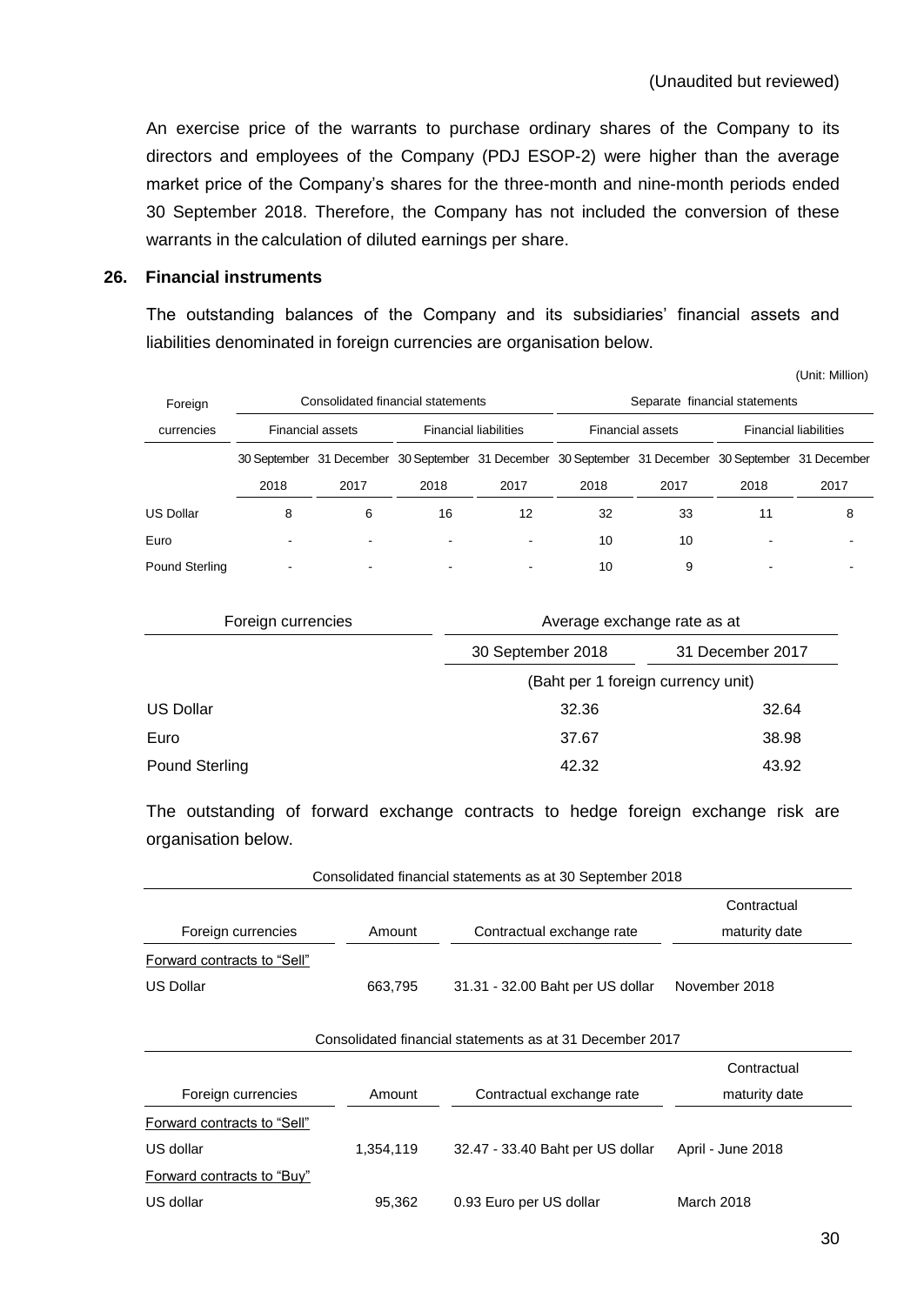(Unaudited but reviewed)

An exercise price of the warrants to purchase ordinary shares of the Company to its directors and employees of the Company (PDJ ESOP-2) were higher than the average market price of the Company's shares for the three-month and nine-month periods ended 30 September 2018. Therefore, the Company has not included the conversion of these warrants in the calculation of diluted earnings per share.

## 26. Financial instruments

The outstanding balances of the Company and its subsidiaries' financial assets and liabilities denominated in foreign currencies are organisation below.

(Unit: Million)

| Foreign currencies | Consolidated financial statements | | | | Separate financial statements | | | |
|---|---|---|---|---|---|---|---|---|
| | Financial assets | | Financial liabilities | | Financial assets | | Financial liabilities | |
| | 30 September 2018 | 31 December 2017 | 30 September 2018 | 31 December 2017 | 30 September 2018 | 31 December 2017 | 30 September 2018 | 31 December 2017 |
| US Dollar | 8 | 6 | 16 | 12 | 32 | 33 | 11 | 8 |
| Euro | - | - | - | - | 10 | 10 | - | - |
| Pound Sterling | - | - | - | - | 10 | 9 | - | - |

| Foreign currencies | Average exchange rate as at | |
|---|---|---|
| | 30 September 2018 | 31 December 2017 |
| | (Baht per 1 foreign currency unit) | |
| US Dollar | 32.36 | 32.64 |
| Euro | 37.67 | 38.98 |
| Pound Sterling | 42.32 | 43.92 |

The outstanding of forward exchange contracts to hedge foreign exchange risk are organisation below.

Consolidated financial statements as at 30 September 2018

| Foreign currencies | Amount | Contractual exchange rate | Contractual maturity date |
|---|---|---|---|
| Forward contracts to "Sell" | | | |
| US Dollar | 663,795 | 31.31 - 32.00 Baht per US dollar | November 2018 |

Consolidated financial statements as at 31 December 2017

| Foreign currencies | Amount | Contractual exchange rate | Contractual maturity date |
|---|---|---|---|
| Forward contracts to "Sell" | | | |
| US dollar | 1,354,119 | 32.47 - 33.40 Baht per US dollar | April - June 2018 |
| Forward contracts to "Buy" | | | |
| US dollar | 95,362 | 0.93 Euro per US dollar | March 2018 |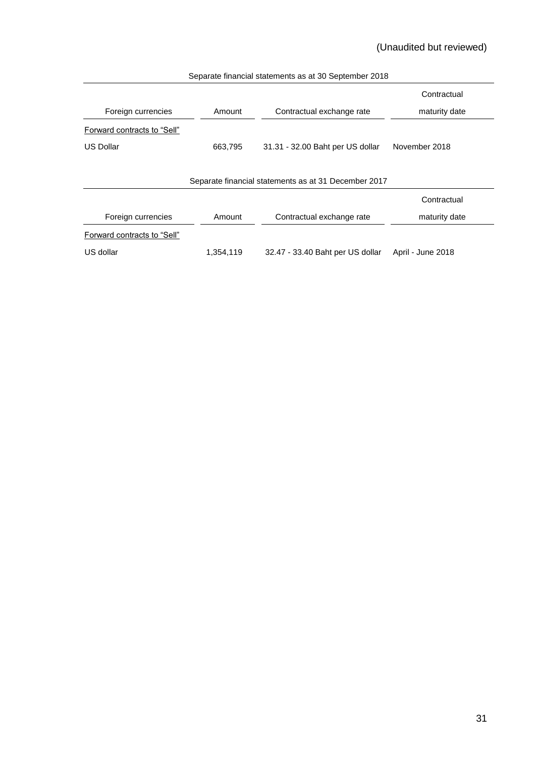(Unaudited but reviewed)

| Separate financial statements as at 30 September 2018 | | | |
|---|---|---|---|
| Foreign currencies | Amount | Contractual exchange rate | Contractual maturity date |
| Forward contracts to "Sell" | | | |
| US Dollar | 663,795 | 31.31 - 32.00 Baht per US dollar | November 2018 |

| Separate financial statements as at 31 December 2017 | | | |
|---|---|---|---|
| Foreign currencies | Amount | Contractual exchange rate | Contractual maturity date |
| Forward contracts to "Sell" | | | |
| US dollar | 1,354,119 | 32.47 - 33.40 Baht per US dollar | April - June 2018 |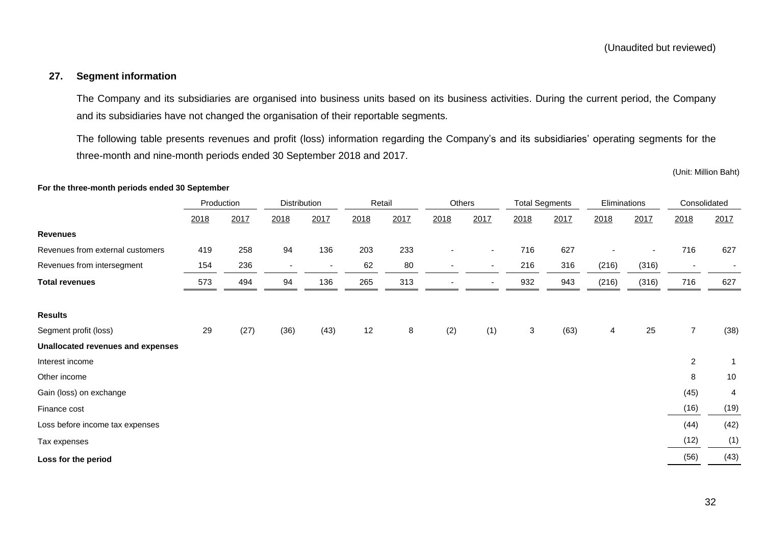(Unaudited but reviewed)

## 27. Segment information

The Company and its subsidiaries are organised into business units based on its business activities. During the current period, the Company and its subsidiaries have not changed the organisation of their reportable segments.

The following table presents revenues and profit (loss) information regarding the Company's and its subsidiaries' operating segments for the three-month and nine-month periods ended 30 September 2018 and 2017.

(Unit: Million Baht)

**For the three-month periods ended 30 September**

| | Production | | Distribution | | Retail | | Others | | Total Segments | | Eliminations | | Consolidated | |
|---|---|---|---|---|---|---|---|---|---|---|---|---|---|---|
| | 2018 | 2017 | 2018 | 2017 | 2018 | 2017 | 2018 | 2017 | 2018 | 2017 | 2018 | 2017 | 2018 | 2017 |
| **Revenues** | | | | | | | | | | | | | | |
| Revenues from external customers | 419 | 258 | 94 | 136 | 203 | 233 | - | - | 716 | 627 | - | - | 716 | 627 |
| Revenues from intersegment | 154 | 236 | - | - | 62 | 80 | - | - | 216 | 316 | (216) | (316) | - | - |
| **Total revenues** | 573 | 494 | 94 | 136 | 265 | 313 | - | - | 932 | 943 | (216) | (316) | 716 | 627 |
| **Results** | | | | | | | | | | | | | | |
| Segment profit (loss) | 29 | (27) | (36) | (43) | 12 | 8 | (2) | (1) | 3 | (63) | 4 | 25 | 7 | (38) |
| **Unallocated revenues and expenses** | | | | | | | | | | | | | | |
| Interest income | | | | | | | | | | | | | 2 | 1 |
| Other income | | | | | | | | | | | | | 8 | 10 |
| Gain (loss) on exchange | | | | | | | | | | | | | (45) | 4 |
| Finance cost | | | | | | | | | | | | | (16) | (19) |
| Loss before income tax expenses | | | | | | | | | | | | | (44) | (42) |
| Tax expenses | | | | | | | | | | | | | (12) | (1) |
| **Loss for the period** | | | | | | | | | | | | | (56) | (43) |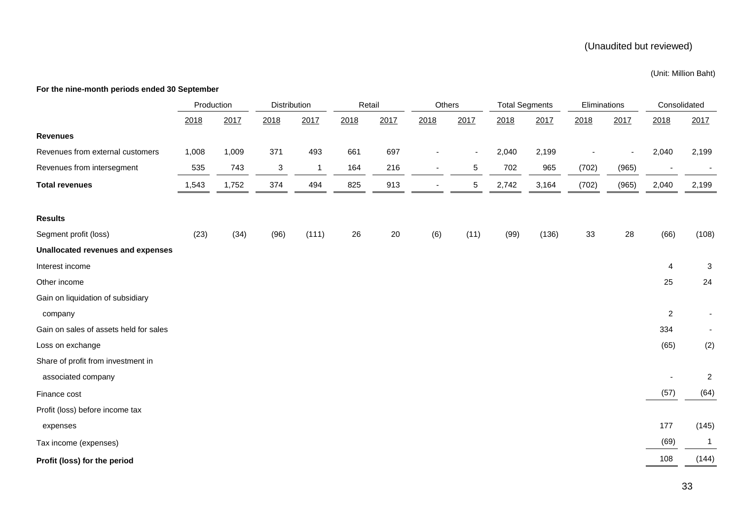(Unaudited but reviewed)

(Unit: Million Baht)

**For the nine-month periods ended 30 September**

| | Production | | Distribution | | Retail | | Others | | Total Segments | | Eliminations | | Consolidated | |
|---|---|---|---|---|---|---|---|---|---|---|---|---|---|---|
| | 2018 | 2017 | 2018 | 2017 | 2018 | 2017 | 2018 | 2017 | 2018 | 2017 | 2018 | 2017 | 2018 | 2017 |
| **Revenues** | | | | | | | | | | | | | | |
| Revenues from external customers | 1,008 | 1,009 | 371 | 493 | 661 | 697 | - | - | 2,040 | 2,199 | - | - | 2,040 | 2,199 |
| Revenues from intersegment | 535 | 743 | 3 | 1 | 164 | 216 | - | 5 | 702 | 965 | (702) | (965) | - | - |
| **Total revenues** | 1,543 | 1,752 | 374 | 494 | 825 | 913 | - | 5 | 2,742 | 3,164 | (702) | (965) | 2,040 | 2,199 |
| **Results** | | | | | | | | | | | | | | |
| Segment profit (loss) | (23) | (34) | (96) | (111) | 26 | 20 | (6) | (11) | (99) | (136) | 33 | 28 | (66) | (108) |
| **Unallocated revenues and expenses** | | | | | | | | | | | | | | |
| Interest income | | | | | | | | | | | | | 4 | 3 |
| Other income | | | | | | | | | | | | | 25 | 24 |
| Gain on liquidation of subsidiary company | | | | | | | | | | | | | 2 | - |
| Gain on sales of assets held for sales | | | | | | | | | | | | | 334 | - |
| Loss on exchange | | | | | | | | | | | | | (65) | (2) |
| Share of profit from investment in associated company | | | | | | | | | | | | | - | 2 |
| Finance cost | | | | | | | | | | | | | (57) | (64) |
| Profit (loss) before income tax expenses | | | | | | | | | | | | | 177 | (145) |
| Tax income (expenses) | | | | | | | | | | | | | (69) | 1 |
| **Profit (loss) for the period** | | | | | | | | | | | | | 108 | (144) |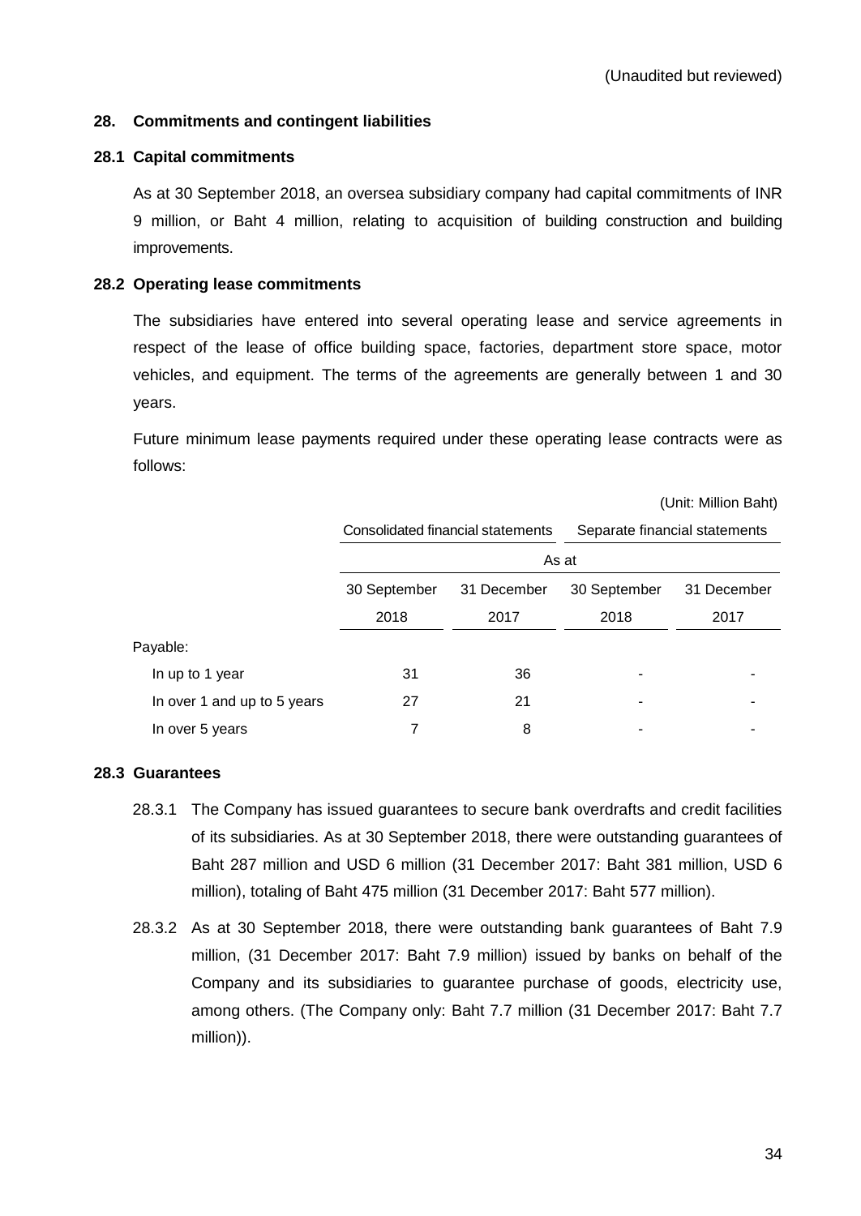(Unaudited but reviewed)

## 28. Commitments and contingent liabilities

### 28.1 Capital commitments

As at 30 September 2018, an oversea subsidiary company had capital commitments of INR 9 million, or Baht 4 million, relating to acquisition of building construction and building improvements.

### 28.2 Operating lease commitments

The subsidiaries have entered into several operating lease and service agreements in respect of the lease of office building space, factories, department store space, motor vehicles, and equipment. The terms of the agreements are generally between 1 and 30 years.

Future minimum lease payments required under these operating lease contracts were as follows:

(Unit: Million Baht)

| | Consolidated financial statements | | Separate financial statements | |
|---|---|---|---|---|
| | As at | | | |
| | 30 September 2018 | 31 December 2017 | 30 September 2018 | 31 December 2017 |
| Payable: | | | | |
| In up to 1 year | 31 | 36 | - | - |
| In over 1 and up to 5 years | 27 | 21 | - | - |
| In over 5 years | 7 | 8 | - | - |

### 28.3 Guarantees

28.3.1 The Company has issued guarantees to secure bank overdrafts and credit facilities of its subsidiaries. As at 30 September 2018, there were outstanding guarantees of Baht 287 million and USD 6 million (31 December 2017: Baht 381 million, USD 6 million), totaling of Baht 475 million (31 December 2017: Baht 577 million).

28.3.2 As at 30 September 2018, there were outstanding bank guarantees of Baht 7.9 million, (31 December 2017: Baht 7.9 million) issued by banks on behalf of the Company and its subsidiaries to guarantee purchase of goods, electricity use, among others. (The Company only: Baht 7.7 million (31 December 2017: Baht 7.7 million)).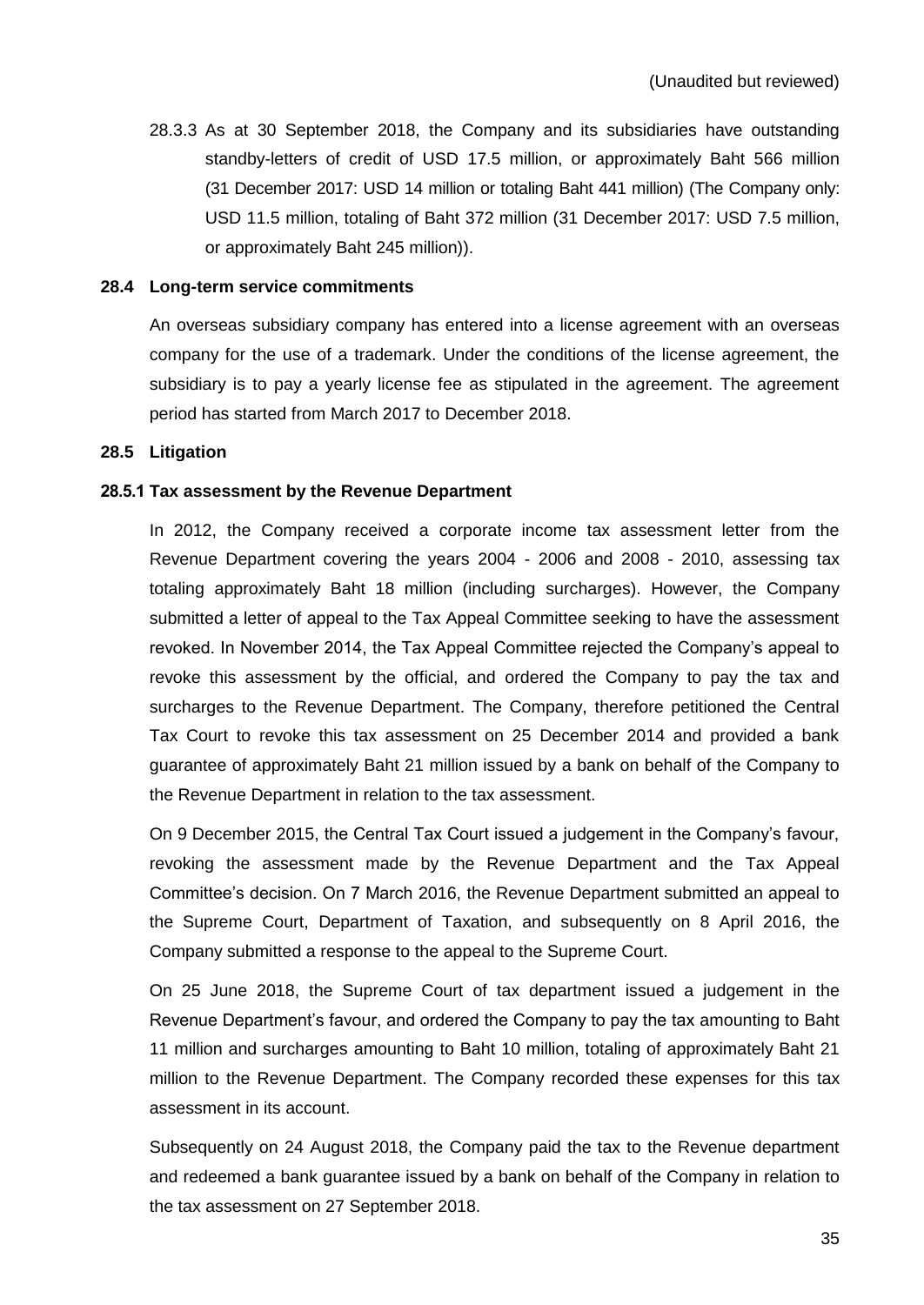(Unaudited but reviewed)

28.3.3 As at 30 September 2018, the Company and its subsidiaries have outstanding standby-letters of credit of USD 17.5 million, or approximately Baht 566 million (31 December 2017: USD 14 million or totaling Baht 441 million) (The Company only: USD 11.5 million, totaling of Baht 372 million (31 December 2017: USD 7.5 million, or approximately Baht 245 million)).

### 28.4 Long-term service commitments

An overseas subsidiary company has entered into a license agreement with an overseas company for the use of a trademark. Under the conditions of the license agreement, the subsidiary is to pay a yearly license fee as stipulated in the agreement. The agreement period has started from March 2017 to December 2018.

### 28.5 Litigation

#### 28.5.1 Tax assessment by the Revenue Department

In 2012, the Company received a corporate income tax assessment letter from the Revenue Department covering the years 2004 - 2006 and 2008 - 2010, assessing tax totaling approximately Baht 18 million (including surcharges). However, the Company submitted a letter of appeal to the Tax Appeal Committee seeking to have the assessment revoked. In November 2014, the Tax Appeal Committee rejected the Company's appeal to revoke this assessment by the official, and ordered the Company to pay the tax and surcharges to the Revenue Department. The Company, therefore petitioned the Central Tax Court to revoke this tax assessment on 25 December 2014 and provided a bank guarantee of approximately Baht 21 million issued by a bank on behalf of the Company to the Revenue Department in relation to the tax assessment.

On 9 December 2015, the Central Tax Court issued a judgement in the Company's favour, revoking the assessment made by the Revenue Department and the Tax Appeal Committee's decision. On 7 March 2016, the Revenue Department submitted an appeal to the Supreme Court, Department of Taxation, and subsequently on 8 April 2016, the Company submitted a response to the appeal to the Supreme Court.

On 25 June 2018, the Supreme Court of tax department issued a judgement in the Revenue Department's favour, and ordered the Company to pay the tax amounting to Baht 11 million and surcharges amounting to Baht 10 million, totaling of approximately Baht 21 million to the Revenue Department. The Company recorded these expenses for this tax assessment in its account.

Subsequently on 24 August 2018, the Company paid the tax to the Revenue department and redeemed a bank guarantee issued by a bank on behalf of the Company in relation to the tax assessment on 27 September 2018.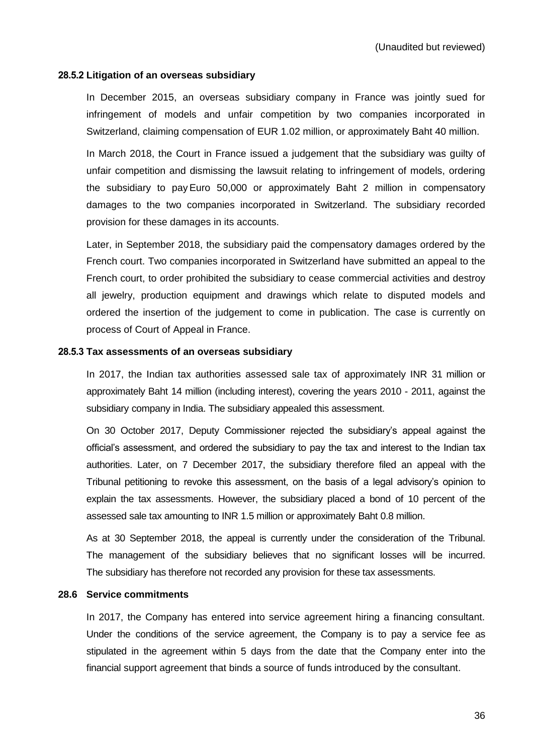(Unaudited but reviewed)

### 28.5.2 Litigation of an overseas subsidiary

In December 2015, an overseas subsidiary company in France was jointly sued for infringement of models and unfair competition by two companies incorporated in Switzerland, claiming compensation of EUR 1.02 million, or approximately Baht 40 million.

In March 2018, the Court in France issued a judgement that the subsidiary was guilty of unfair competition and dismissing the lawsuit relating to infringement of models, ordering the subsidiary to pay Euro 50,000 or approximately Baht 2 million in compensatory damages to the two companies incorporated in Switzerland. The subsidiary recorded provision for these damages in its accounts.

Later, in September 2018, the subsidiary paid the compensatory damages ordered by the French court. Two companies incorporated in Switzerland have submitted an appeal to the French court, to order prohibited the subsidiary to cease commercial activities and destroy all jewelry, production equipment and drawings which relate to disputed models and ordered the insertion of the judgement to come in publication. The case is currently on process of Court of Appeal in France.

### 28.5.3 Tax assessments of an overseas subsidiary

In 2017, the Indian tax authorities assessed sale tax of approximately INR 31 million or approximately Baht 14 million (including interest), covering the years 2010 - 2011, against the subsidiary company in India. The subsidiary appealed this assessment.

On 30 October 2017, Deputy Commissioner rejected the subsidiary's appeal against the official's assessment, and ordered the subsidiary to pay the tax and interest to the Indian tax authorities. Later, on 7 December 2017, the subsidiary therefore filed an appeal with the Tribunal petitioning to revoke this assessment, on the basis of a legal advisory's opinion to explain the tax assessments. However, the subsidiary placed a bond of 10 percent of the assessed sale tax amounting to INR 1.5 million or approximately Baht 0.8 million.

As at 30 September 2018, the appeal is currently under the consideration of the Tribunal. The management of the subsidiary believes that no significant losses will be incurred. The subsidiary has therefore not recorded any provision for these tax assessments.

### 28.6 Service commitments

In 2017, the Company has entered into service agreement hiring a financing consultant. Under the conditions of the service agreement, the Company is to pay a service fee as stipulated in the agreement within 5 days from the date that the Company enter into the financial support agreement that binds a source of funds introduced by the consultant.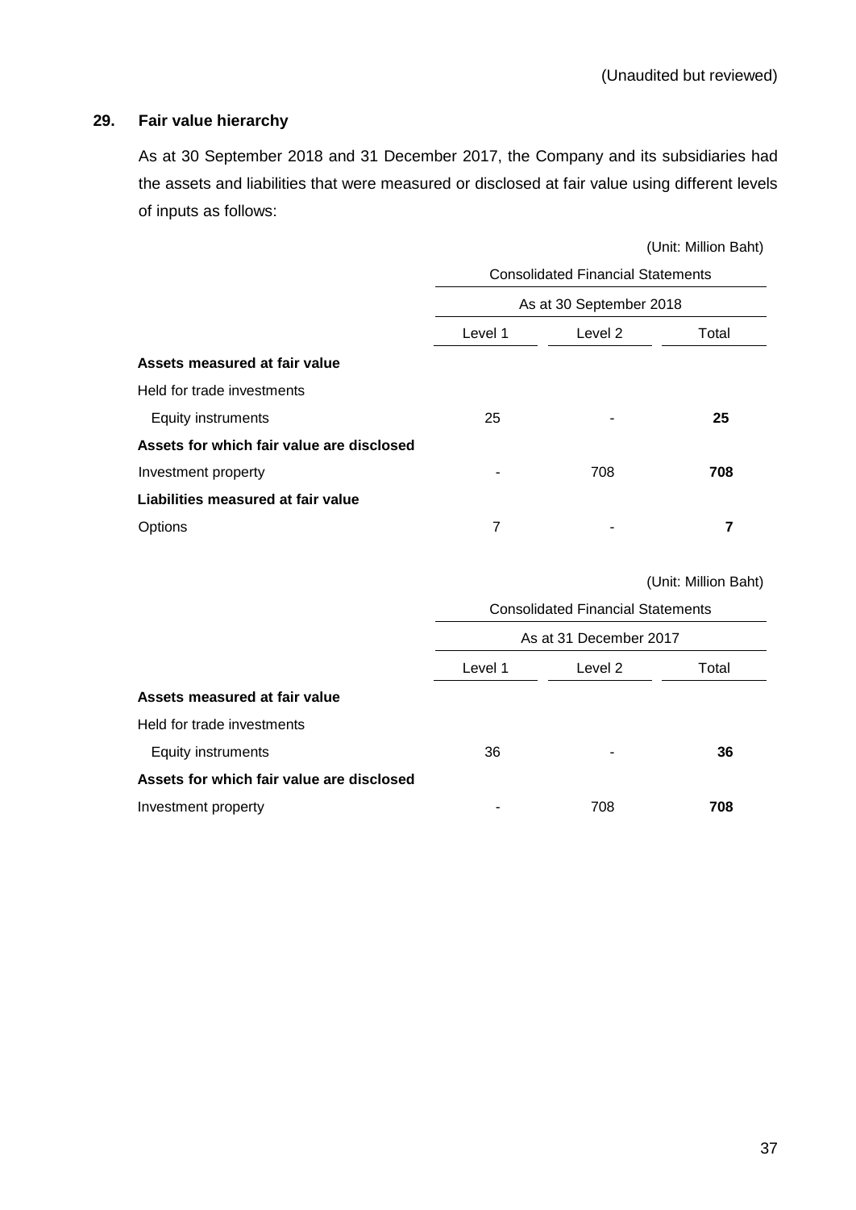(Unaudited but reviewed)

## 29. Fair value hierarchy

As at 30 September 2018 and 31 December 2017, the Company and its subsidiaries had the assets and liabilities that were measured or disclosed at fair value using different levels of inputs as follows:

(Unit: Million Baht)

| | Consolidated Financial Statements | | |
|---|---|---|---|
| | As at 30 September 2018 | | |
| | Level 1 | Level 2 | Total |
| **Assets measured at fair value** | | | |
| Held for trade investments | | | |
| Equity instruments | 25 | - | **25** |
| **Assets for which fair value are disclosed** | | | |
| Investment property | - | 708 | **708** |
| **Liabilities measured at fair value** | | | |
| Options | 7 | - | **7** |

(Unit: Million Baht)

| | Consolidated Financial Statements | | |
|---|---|---|---|
| | As at 31 December 2017 | | |
| | Level 1 | Level 2 | Total |
| **Assets measured at fair value** | | | |
| Held for trade investments | | | |
| Equity instruments | 36 | - | **36** |
| **Assets for which fair value are disclosed** | | | |
| Investment property | - | 708 | **708** |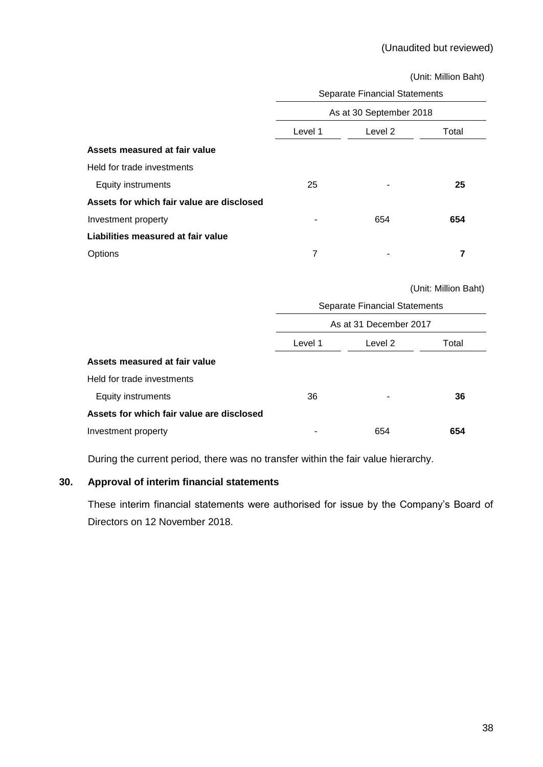(Unaudited but reviewed)

(Unit: Million Baht)

| | Separate Financial Statements | | |
|---|---|---|---|
| | As at 30 September 2018 | | |
| | Level 1 | Level 2 | Total |
| **Assets measured at fair value** | | | |
| Held for trade investments | | | |
| Equity instruments | 25 | - | **25** |
| **Assets for which fair value are disclosed** | | | |
| Investment property | - | 654 | **654** |
| **Liabilities measured at fair value** | | | |
| Options | 7 | - | **7** |

(Unit: Million Baht)

| | Separate Financial Statements | | |
|---|---|---|---|
| | As at 31 December 2017 | | |
| | Level 1 | Level 2 | Total |
| **Assets measured at fair value** | | | |
| Held for trade investments | | | |
| Equity instruments | 36 | - | **36** |
| **Assets for which fair value are disclosed** | | | |
| Investment property | - | 654 | **654** |

During the current period, there was no transfer within the fair value hierarchy.

## 30. Approval of interim financial statements

These interim financial statements were authorised for issue by the Company's Board of Directors on 12 November 2018.